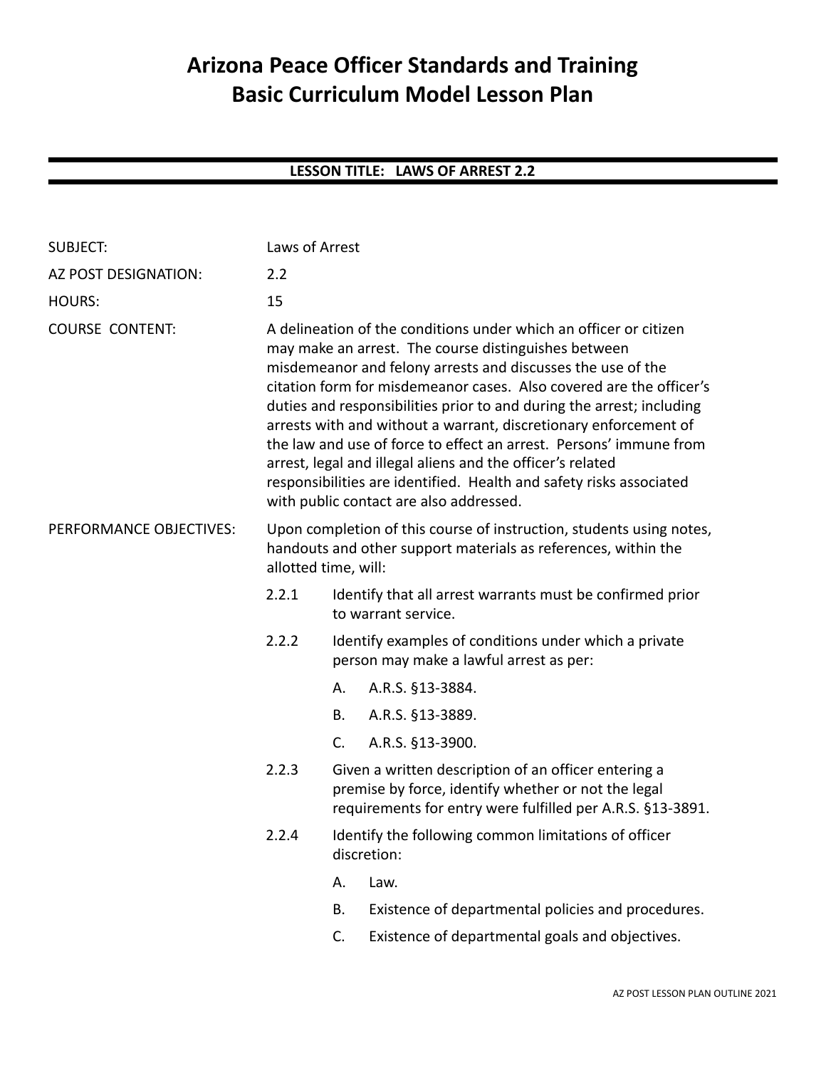# Arizona Peace Officer Standards and Training Basic Curriculum Model Lesson Plan

## LESSON TITLE: LAWS OF ARREST 2.2

SUBJECT: Laws of Arrest

AZ POST DESIGNATION: 2.2

HOURS: 15

COURSE CONTENT: A delineation of the conditions under which an officer or citizen may make an arrest. The course distinguishes between misdemeanor and felony arrests and discusses the use of the citation form for misdemeanor cases. Also covered are the officer's duties and responsibilities prior to and during the arrest; including arrests with and without a warrant, discretionary enforcement of the law and use of force to effect an arrest. Persons' immune from arrest, legal and illegal aliens and the officer's related responsibilities are identified. Health and safety risks associated with public contact are also addressed.

PERFORMANCE OBJECTIVES: Upon completion of this course of instruction, students using notes, handouts and other support materials as references, within the allotted time, will:

- 2.2.1 Identify that all arrest warrants must be confirmed prior to warrant service.
- 2.2.2 Identify examples of conditions under which a private person may make a lawful arrest as per:
  - A. A.R.S. §13-3884.
  - B. A.R.S. §13-3889.
  - C. A.R.S. §13-3900.
- 2.2.3 Given a written description of an officer entering a premise by force, identify whether or not the legal requirements for entry were fulfilled per A.R.S. §13-3891.
- 2.2.4 Identify the following common limitations of officer discretion:
  - A. Law.
  - B. Existence of departmental policies and procedures.
  - C. Existence of departmental goals and objectives.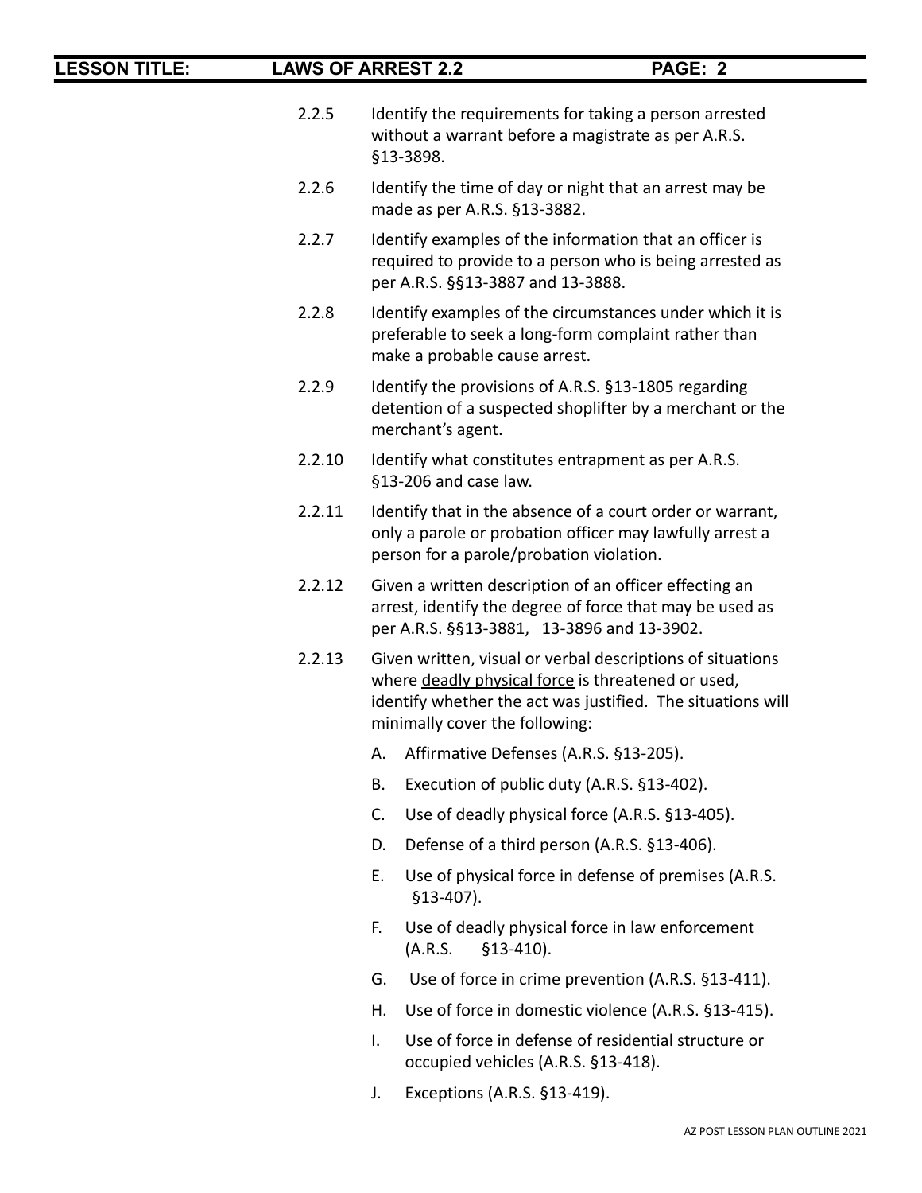2.2.5 Identify the requirements for taking a person arrested without a warrant before a magistrate as per A.R.S. §13-3898.

2.2.6 Identify the time of day or night that an arrest may be made as per A.R.S. §13-3882.

2.2.7 Identify examples of the information that an officer is required to provide to a person who is being arrested as per A.R.S. §§13-3887 and 13-3888.

2.2.8 Identify examples of the circumstances under which it is preferable to seek a long-form complaint rather than make a probable cause arrest.

2.2.9 Identify the provisions of A.R.S. §13-1805 regarding detention of a suspected shoplifter by a merchant or the merchant's agent.

2.2.10 Identify what constitutes entrapment as per A.R.S. §13-206 and case law.

2.2.11 Identify that in the absence of a court order or warrant, only a parole or probation officer may lawfully arrest a person for a parole/probation violation.

2.2.12 Given a written description of an officer effecting an arrest, identify the degree of force that may be used as per A.R.S. §§13-3881, 13-3896 and 13-3902.

2.2.13 Given written, visual or verbal descriptions of situations where <u>deadly physical force</u> is threatened or used, identify whether the act was justified. The situations will minimally cover the following:

A. Affirmative Defenses (A.R.S. §13-205).

B. Execution of public duty (A.R.S. §13-402).

C. Use of deadly physical force (A.R.S. §13-405).

D. Defense of a third person (A.R.S. §13-406).

E. Use of physical force in defense of premises (A.R.S. §13-407).

F. Use of deadly physical force in law enforcement (A.R.S. §13-410).

G. Use of force in crime prevention (A.R.S. §13-411).

H. Use of force in domestic violence (A.R.S. §13-415).

I. Use of force in defense of residential structure or occupied vehicles (A.R.S. §13-418).

J. Exceptions (A.R.S. §13-419).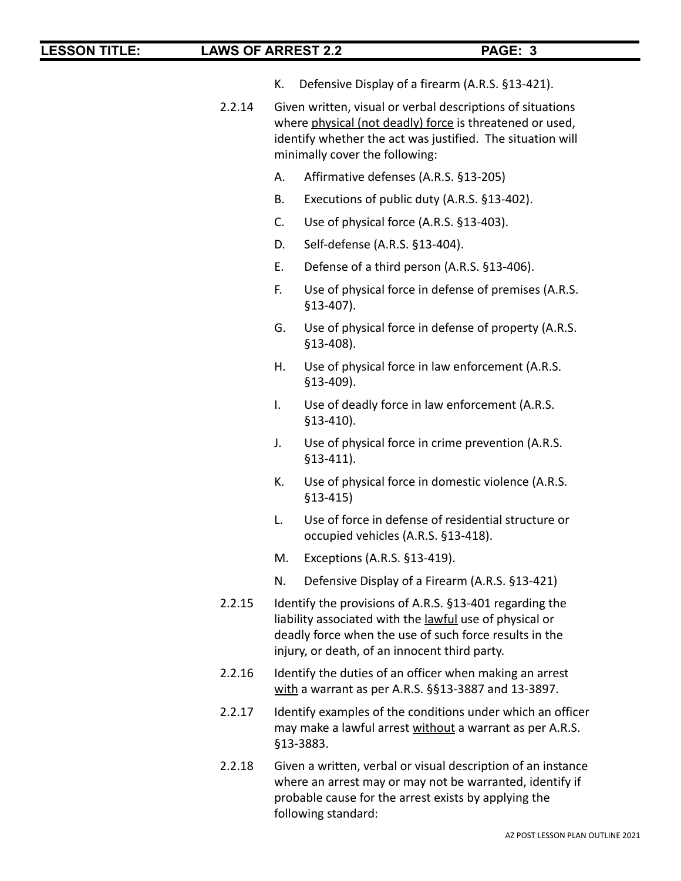K. Defensive Display of a firearm (A.R.S. §13-421).

2.2.14 Given written, visual or verbal descriptions of situations where <u>physical (not deadly) force</u> is threatened or used, identify whether the act was justified. The situation will minimally cover the following:

A. Affirmative defenses (A.R.S. §13-205)

B. Executions of public duty (A.R.S. §13-402).

C. Use of physical force (A.R.S. §13-403).

D. Self-defense (A.R.S. §13-404).

E. Defense of a third person (A.R.S. §13-406).

F. Use of physical force in defense of premises (A.R.S. §13-407).

G. Use of physical force in defense of property (A.R.S. §13-408).

H. Use of physical force in law enforcement (A.R.S. §13-409).

I. Use of deadly force in law enforcement (A.R.S. §13-410).

J. Use of physical force in crime prevention (A.R.S. §13-411).

K. Use of physical force in domestic violence (A.R.S. §13-415)

L. Use of force in defense of residential structure or occupied vehicles (A.R.S. §13-418).

M. Exceptions (A.R.S. §13-419).

N. Defensive Display of a Firearm (A.R.S. §13-421)

2.2.15 Identify the provisions of A.R.S. §13-401 regarding the liability associated with the <u>lawful</u> use of physical or deadly force when the use of such force results in the injury, or death, of an innocent third party.

2.2.16 Identify the duties of an officer when making an arrest <u>with</u> a warrant as per A.R.S. §§13-3887 and 13-3897.

2.2.17 Identify examples of the conditions under which an officer may make a lawful arrest <u>without</u> a warrant as per A.R.S. §13-3883.

2.2.18 Given a written, verbal or visual description of an instance where an arrest may or may not be warranted, identify if probable cause for the arrest exists by applying the following standard: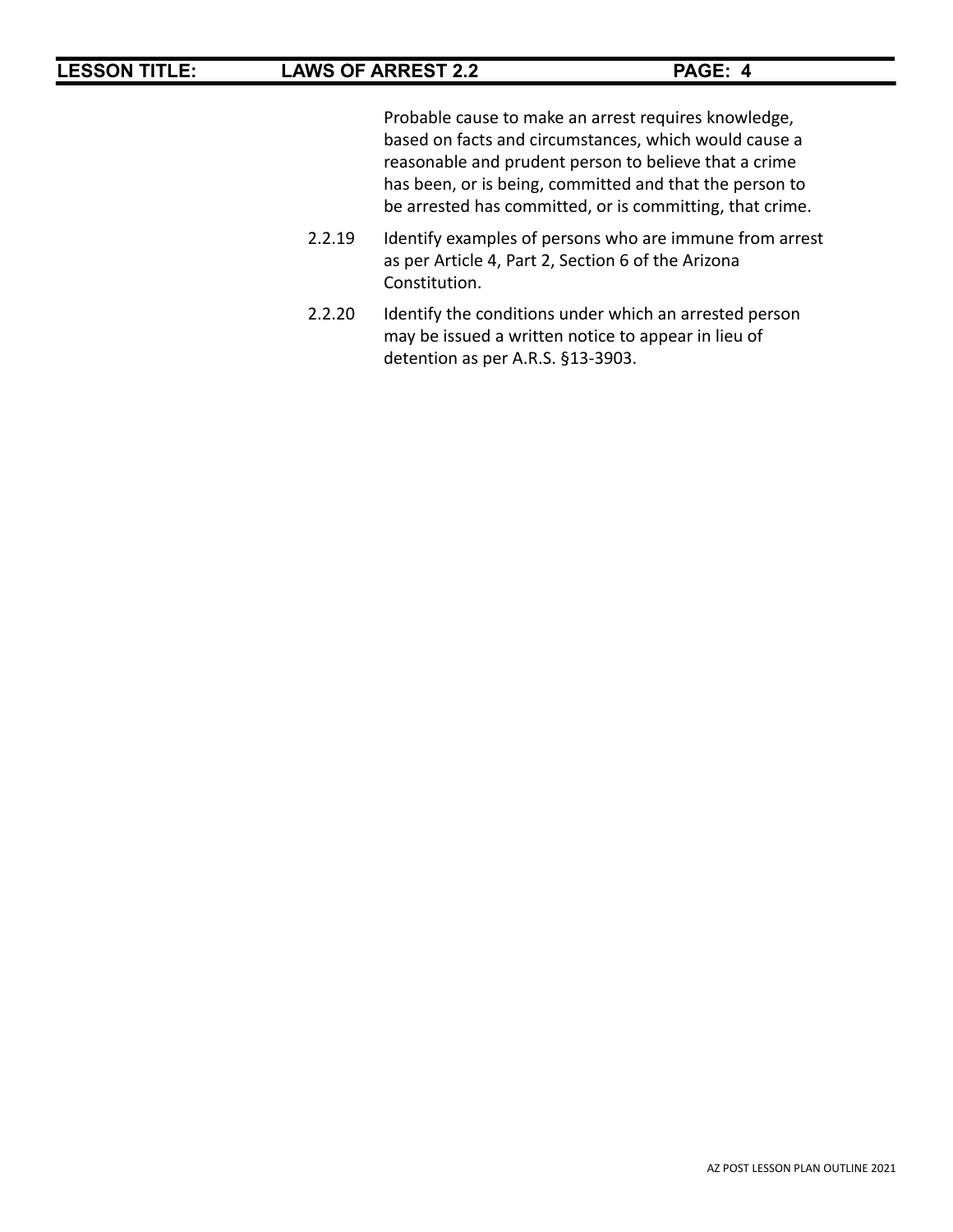Probable cause to make an arrest requires knowledge, based on facts and circumstances, which would cause a reasonable and prudent person to believe that a crime has been, or is being, committed and that the person to be arrested has committed, or is committing, that crime.

2.2.19 Identify examples of persons who are immune from arrest as per Article 4, Part 2, Section 6 of the Arizona Constitution.

2.2.20 Identify the conditions under which an arrested person may be issued a written notice to appear in lieu of detention as per A.R.S. §13-3903.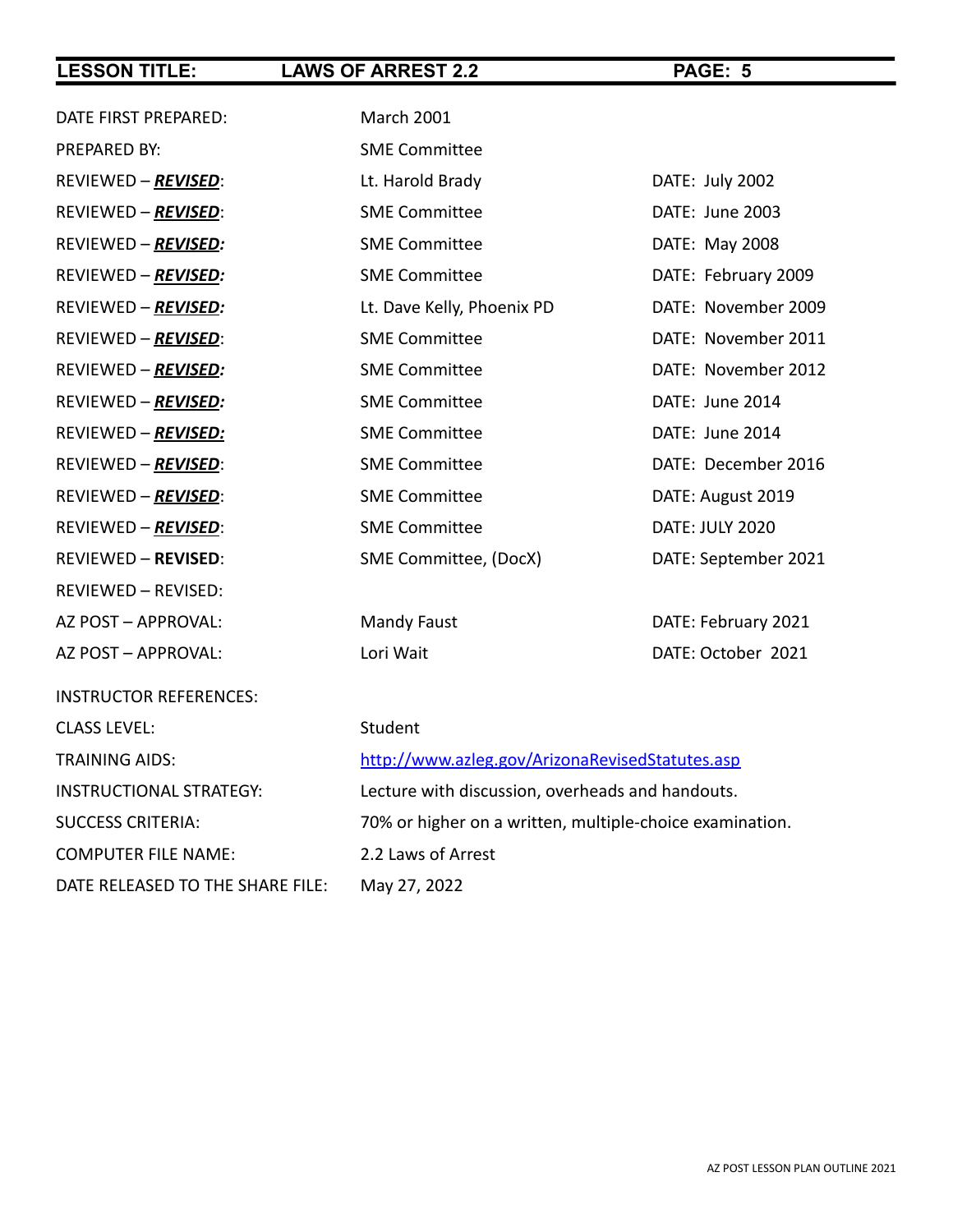| | | |
|---|---|---|
| DATE FIRST PREPARED: | March 2001 | |
| PREPARED BY: | SME Committee | |
| REVIEWED – ***REVISED***: | Lt. Harold Brady | DATE: July 2002 |
| REVIEWED – ***REVISED***: | SME Committee | DATE: June 2003 |
| REVIEWED – ***REVISED:*** | SME Committee | DATE: May 2008 |
| REVIEWED – ***REVISED:*** | SME Committee | DATE: February 2009 |
| REVIEWED – ***REVISED:*** | Lt. Dave Kelly, Phoenix PD | DATE: November 2009 |
| REVIEWED – ***REVISED***: | SME Committee | DATE: November 2011 |
| REVIEWED – ***REVISED:*** | SME Committee | DATE: November 2012 |
| REVIEWED – ***REVISED:*** | SME Committee | DATE: June 2014 |
| REVIEWED – ***REVISED:*** | SME Committee | DATE: June 2014 |
| REVIEWED – ***REVISED***: | SME Committee | DATE: December 2016 |
| REVIEWED – ***REVISED***: | SME Committee | DATE: August 2019 |
| REVIEWED – ***REVISED***: | SME Committee | DATE: JULY 2020 |
| REVIEWED – **REVISED**: | SME Committee, (DocX) | DATE: September 2021 |
| REVIEWED – REVISED: | | |
| AZ POST – APPROVAL: | Mandy Faust | DATE: February 2021 |
| AZ POST – APPROVAL: | Lori Wait | DATE: October 2021 |
| INSTRUCTOR REFERENCES: | | |
| CLASS LEVEL: | Student | |
| TRAINING AIDS: | http://www.azleg.gov/ArizonaRevisedStatutes.asp | |
| INSTRUCTIONAL STRATEGY: | Lecture with discussion, overheads and handouts. | |
| SUCCESS CRITERIA: | 70% or higher on a written, multiple-choice examination. | |
| COMPUTER FILE NAME: | 2.2 Laws of Arrest | |
| DATE RELEASED TO THE SHARE FILE: | May 27, 2022 | |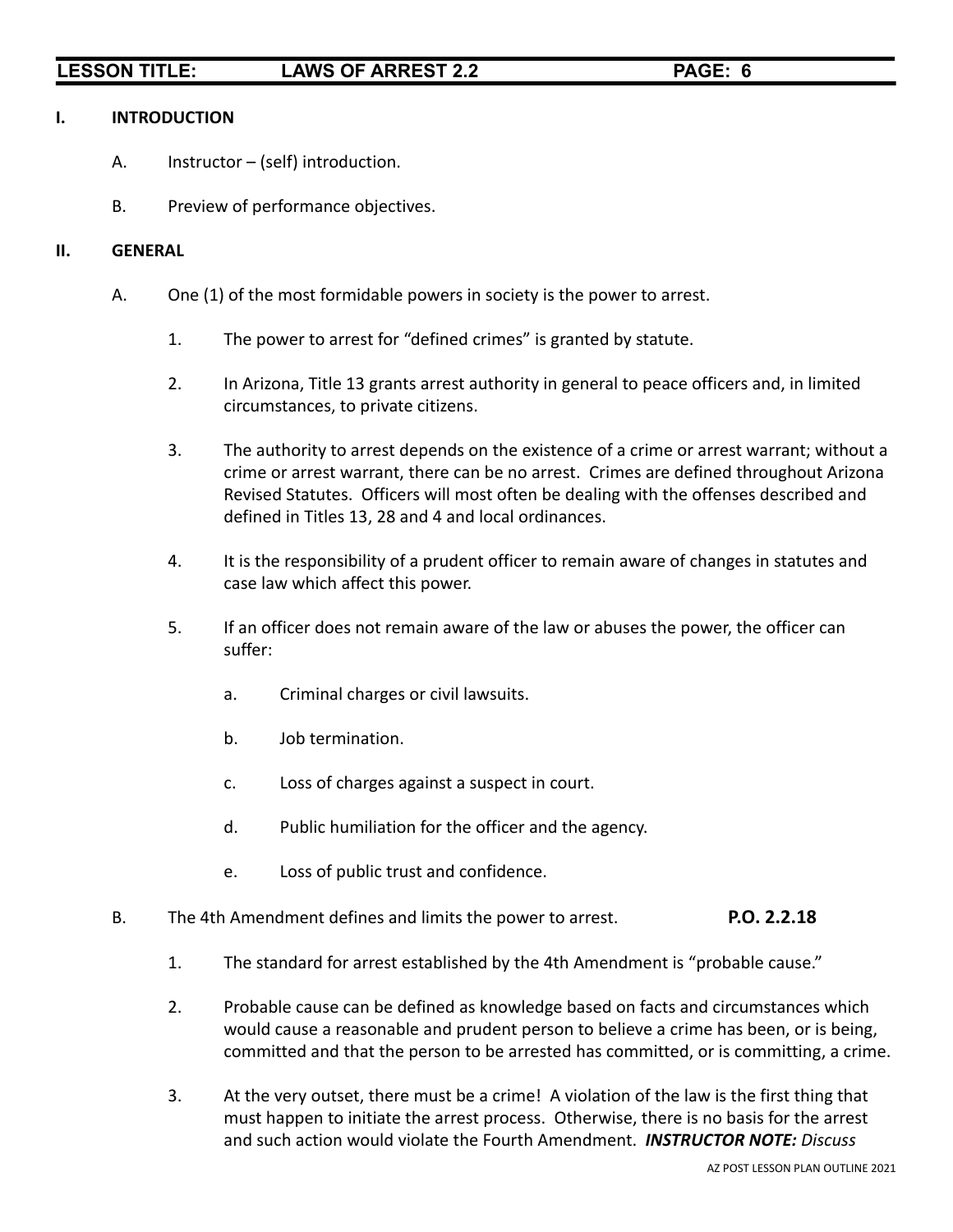## I. INTRODUCTION

A. Instructor – (self) introduction.

B. Preview of performance objectives.

## II. GENERAL

A. One (1) of the most formidable powers in society is the power to arrest.

1. The power to arrest for "defined crimes" is granted by statute.

2. In Arizona, Title 13 grants arrest authority in general to peace officers and, in limited circumstances, to private citizens.

3. The authority to arrest depends on the existence of a crime or arrest warrant; without a crime or arrest warrant, there can be no arrest. Crimes are defined throughout Arizona Revised Statutes. Officers will most often be dealing with the offenses described and defined in Titles 13, 28 and 4 and local ordinances.

4. It is the responsibility of a prudent officer to remain aware of changes in statutes and case law which affect this power.

5. If an officer does not remain aware of the law or abuses the power, the officer can suffer:

   a. Criminal charges or civil lawsuits.

   b. Job termination.

   c. Loss of charges against a suspect in court.

   d. Public humiliation for the officer and the agency.

   e. Loss of public trust and confidence.

B. The 4th Amendment defines and limits the power to arrest. **P.O. 2.2.18**

1. The standard for arrest established by the 4th Amendment is "probable cause."

2. Probable cause can be defined as knowledge based on facts and circumstances which would cause a reasonable and prudent person to believe a crime has been, or is being, committed and that the person to be arrested has committed, or is committing, a crime.

3. At the very outset, there must be a crime! A violation of the law is the first thing that must happen to initiate the arrest process. Otherwise, there is no basis for the arrest and such action would violate the Fourth Amendment. ***INSTRUCTOR NOTE:*** *Discuss*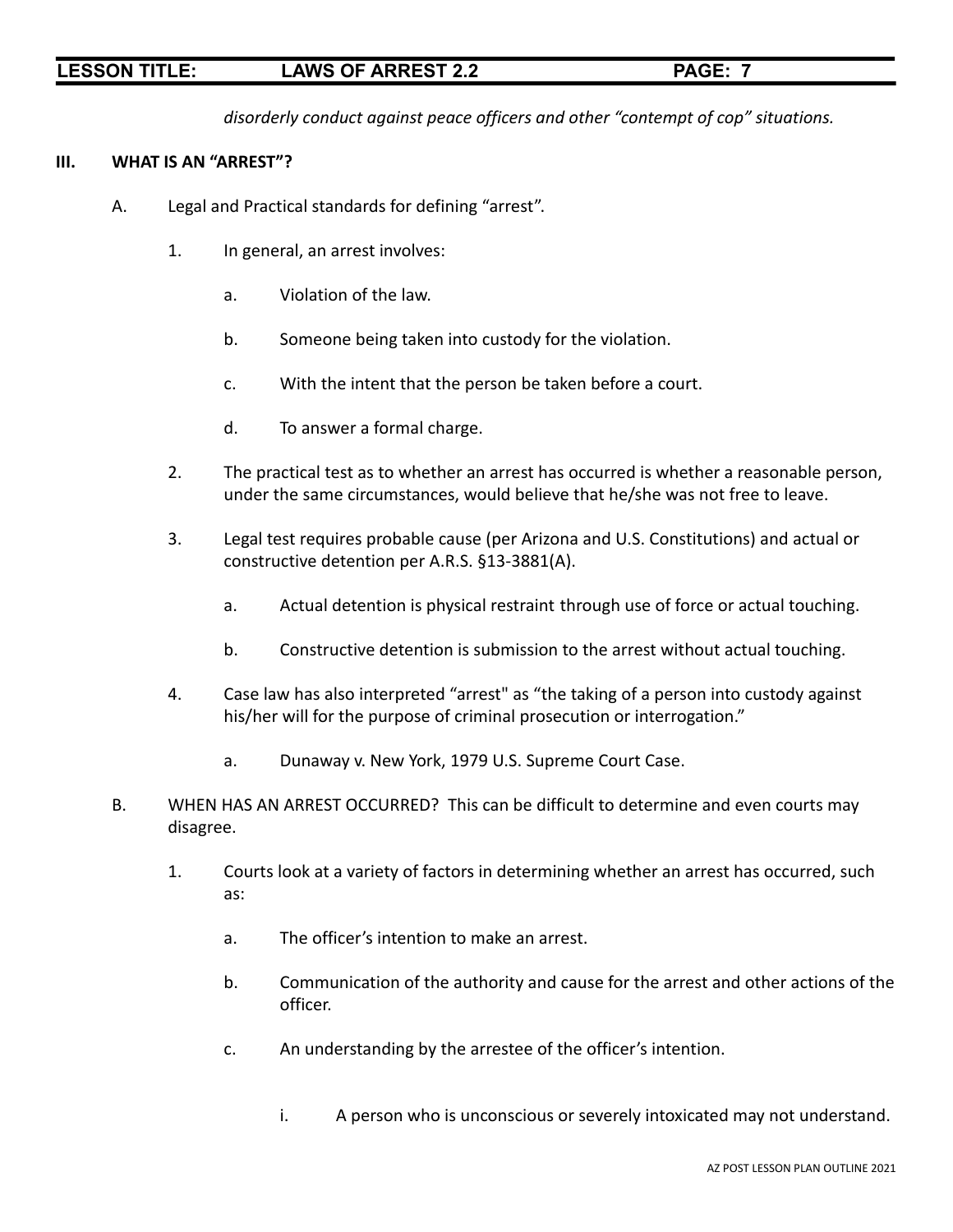*disorderly conduct against peace officers and other "contempt of cop" situations.*

## III. WHAT IS AN "ARREST"?

A. Legal and Practical standards for defining "arrest".

1. In general, an arrest involves:

    a. Violation of the law.

    b. Someone being taken into custody for the violation.

    c. With the intent that the person be taken before a court.

    d. To answer a formal charge.

2. The practical test as to whether an arrest has occurred is whether a reasonable person, under the same circumstances, would believe that he/she was not free to leave.

3. Legal test requires probable cause (per Arizona and U.S. Constitutions) and actual or constructive detention per A.R.S. §13-3881(A).

    a. Actual detention is physical restraint through use of force or actual touching.

    b. Constructive detention is submission to the arrest without actual touching.

4. Case law has also interpreted "arrest" as "the taking of a person into custody against his/her will for the purpose of criminal prosecution or interrogation."

    a. Dunaway v. New York, 1979 U.S. Supreme Court Case.

B. WHEN HAS AN ARREST OCCURRED? This can be difficult to determine and even courts may disagree.

1. Courts look at a variety of factors in determining whether an arrest has occurred, such as:

    a. The officer's intention to make an arrest.

    b. Communication of the authority and cause for the arrest and other actions of the officer.

    c. An understanding by the arrestee of the officer's intention.

        i. A person who is unconscious or severely intoxicated may not understand.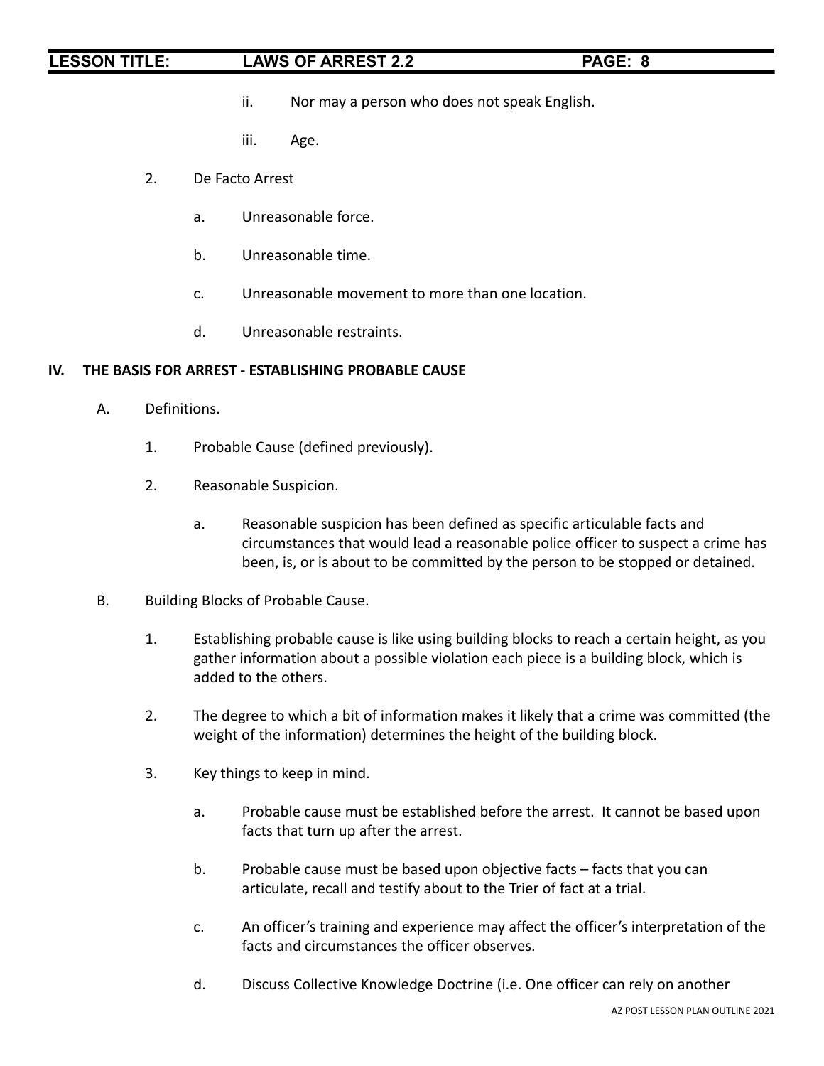ii. Nor may a person who does not speak English.

iii. Age.

2. De Facto Arrest

   a. Unreasonable force.

   b. Unreasonable time.

   c. Unreasonable movement to more than one location.

   d. Unreasonable restraints.

## IV. THE BASIS FOR ARREST - ESTABLISHING PROBABLE CAUSE

A. Definitions.

1. Probable Cause (defined previously).

2. Reasonable Suspicion.

   a. Reasonable suspicion has been defined as specific articulable facts and circumstances that would lead a reasonable police officer to suspect a crime has been, is, or is about to be committed by the person to be stopped or detained.

B. Building Blocks of Probable Cause.

1. Establishing probable cause is like using building blocks to reach a certain height, as you gather information about a possible violation each piece is a building block, which is added to the others.

2. The degree to which a bit of information makes it likely that a crime was committed (the weight of the information) determines the height of the building block.

3. Key things to keep in mind.

   a. Probable cause must be established before the arrest. It cannot be based upon facts that turn up after the arrest.

   b. Probable cause must be based upon objective facts – facts that you can articulate, recall and testify about to the Trier of fact at a trial.

   c. An officer's training and experience may affect the officer's interpretation of the facts and circumstances the officer observes.

   d. Discuss Collective Knowledge Doctrine (i.e. One officer can rely on another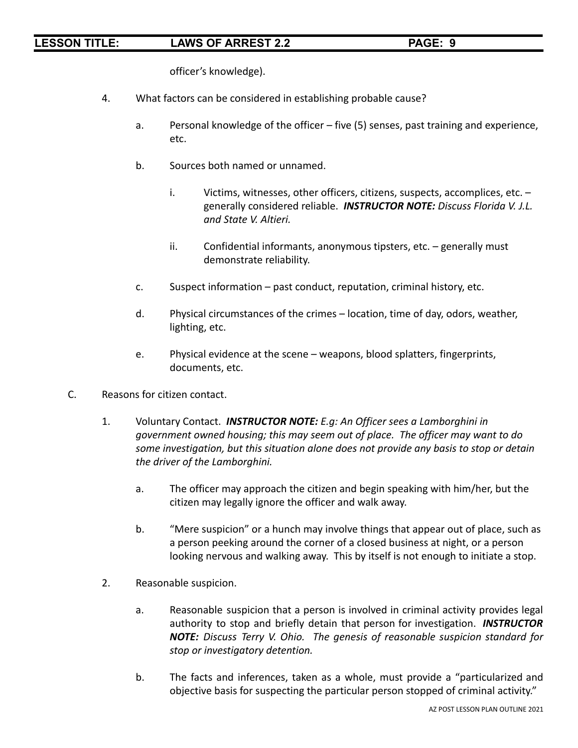officer's knowledge).

4. What factors can be considered in establishing probable cause?

   a. Personal knowledge of the officer – five (5) senses, past training and experience, etc.

   b. Sources both named or unnamed.

      i. Victims, witnesses, other officers, citizens, suspects, accomplices, etc. – generally considered reliable. ***INSTRUCTOR NOTE:*** *Discuss Florida V. J.L. and State V. Altieri.*

      ii. Confidential informants, anonymous tipsters, etc. – generally must demonstrate reliability.

   c. Suspect information – past conduct, reputation, criminal history, etc.

   d. Physical circumstances of the crimes – location, time of day, odors, weather, lighting, etc.

   e. Physical evidence at the scene – weapons, blood splatters, fingerprints, documents, etc.

C. Reasons for citizen contact.

1. Voluntary Contact. ***INSTRUCTOR NOTE:*** *E.g: An Officer sees a Lamborghini in government owned housing; this may seem out of place. The officer may want to do some investigation, but this situation alone does not provide any basis to stop or detain the driver of the Lamborghini.*

   a. The officer may approach the citizen and begin speaking with him/her, but the citizen may legally ignore the officer and walk away.

   b. "Mere suspicion" or a hunch may involve things that appear out of place, such as a person peeking around the corner of a closed business at night, or a person looking nervous and walking away. This by itself is not enough to initiate a stop.

2. Reasonable suspicion.

   a. Reasonable suspicion that a person is involved in criminal activity provides legal authority to stop and briefly detain that person for investigation. ***INSTRUCTOR NOTE:*** *Discuss Terry V. Ohio. The genesis of reasonable suspicion standard for stop or investigatory detention.*

   b. The facts and inferences, taken as a whole, must provide a "particularized and objective basis for suspecting the particular person stopped of criminal activity."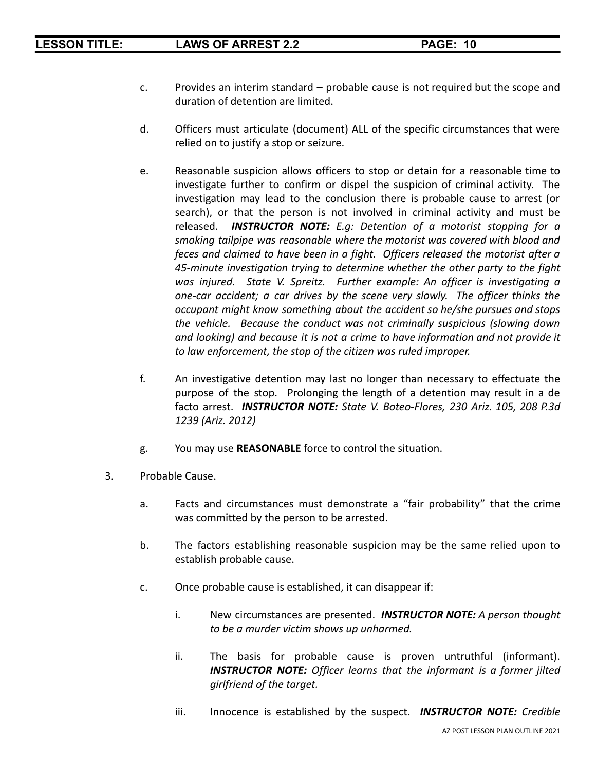c. Provides an interim standard – probable cause is not required but the scope and duration of detention are limited.

d. Officers must articulate (document) ALL of the specific circumstances that were relied on to justify a stop or seizure.

e. Reasonable suspicion allows officers to stop or detain for a reasonable time to investigate further to confirm or dispel the suspicion of criminal activity. The investigation may lead to the conclusion there is probable cause to arrest (or search), or that the person is not involved in criminal activity and must be released. ***INSTRUCTOR NOTE:*** *E.g: Detention of a motorist stopping for a smoking tailpipe was reasonable where the motorist was covered with blood and feces and claimed to have been in a fight. Officers released the motorist after a 45-minute investigation trying to determine whether the other party to the fight was injured. State V. Spreitz. Further example: An officer is investigating a one-car accident; a car drives by the scene very slowly. The officer thinks the occupant might know something about the accident so he/she pursues and stops the vehicle. Because the conduct was not criminally suspicious (slowing down and looking) and because it is not a crime to have information and not provide it to law enforcement, the stop of the citizen was ruled improper.*

f. An investigative detention may last no longer than necessary to effectuate the purpose of the stop. Prolonging the length of a detention may result in a de facto arrest. ***INSTRUCTOR NOTE:*** *State V. Boteo-Flores, 230 Ariz. 105, 208 P.3d 1239 (Ariz. 2012)*

g. You may use **REASONABLE** force to control the situation.

3. Probable Cause.

   a. Facts and circumstances must demonstrate a "fair probability" that the crime was committed by the person to be arrested.

   b. The factors establishing reasonable suspicion may be the same relied upon to establish probable cause.

   c. Once probable cause is established, it can disappear if:

      i. New circumstances are presented. ***INSTRUCTOR NOTE:*** *A person thought to be a murder victim shows up unharmed.*

      ii. The basis for probable cause is proven untruthful (informant). ***INSTRUCTOR NOTE:*** *Officer learns that the informant is a former jilted girlfriend of the target.*

      iii. Innocence is established by the suspect. ***INSTRUCTOR NOTE:*** *Credible*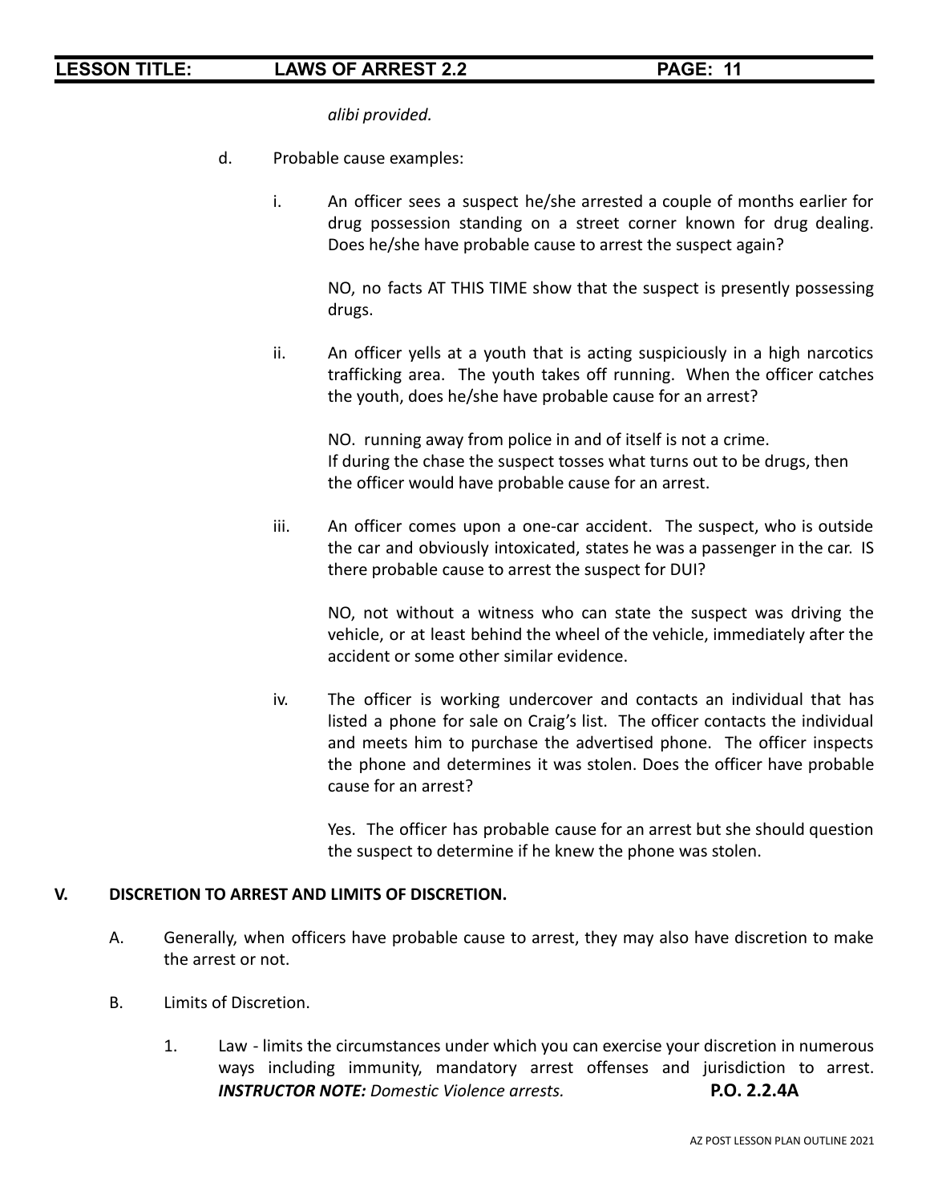*alibi provided.*

d. Probable cause examples:

   i. An officer sees a suspect he/she arrested a couple of months earlier for drug possession standing on a street corner known for drug dealing. Does he/she have probable cause to arrest the suspect again?

      NO, no facts AT THIS TIME show that the suspect is presently possessing drugs.

   ii. An officer yells at a youth that is acting suspiciously in a high narcotics trafficking area. The youth takes off running. When the officer catches the youth, does he/she have probable cause for an arrest?

      NO. running away from police in and of itself is not a crime.
      If during the chase the suspect tosses what turns out to be drugs, then the officer would have probable cause for an arrest.

   iii. An officer comes upon a one-car accident. The suspect, who is outside the car and obviously intoxicated, states he was a passenger in the car. IS there probable cause to arrest the suspect for DUI?

      NO, not without a witness who can state the suspect was driving the vehicle, or at least behind the wheel of the vehicle, immediately after the accident or some other similar evidence.

   iv. The officer is working undercover and contacts an individual that has listed a phone for sale on Craig's list. The officer contacts the individual and meets him to purchase the advertised phone. The officer inspects the phone and determines it was stolen. Does the officer have probable cause for an arrest?

      Yes. The officer has probable cause for an arrest but she should question the suspect to determine if he knew the phone was stolen.

## V. DISCRETION TO ARREST AND LIMITS OF DISCRETION.

A. Generally, when officers have probable cause to arrest, they may also have discretion to make the arrest or not.

B. Limits of Discretion.

   1. Law - limits the circumstances under which you can exercise your discretion in numerous ways including immunity, mandatory arrest offenses and jurisdiction to arrest. ***INSTRUCTOR NOTE:*** *Domestic Violence arrests.* **P.O. 2.2.4A**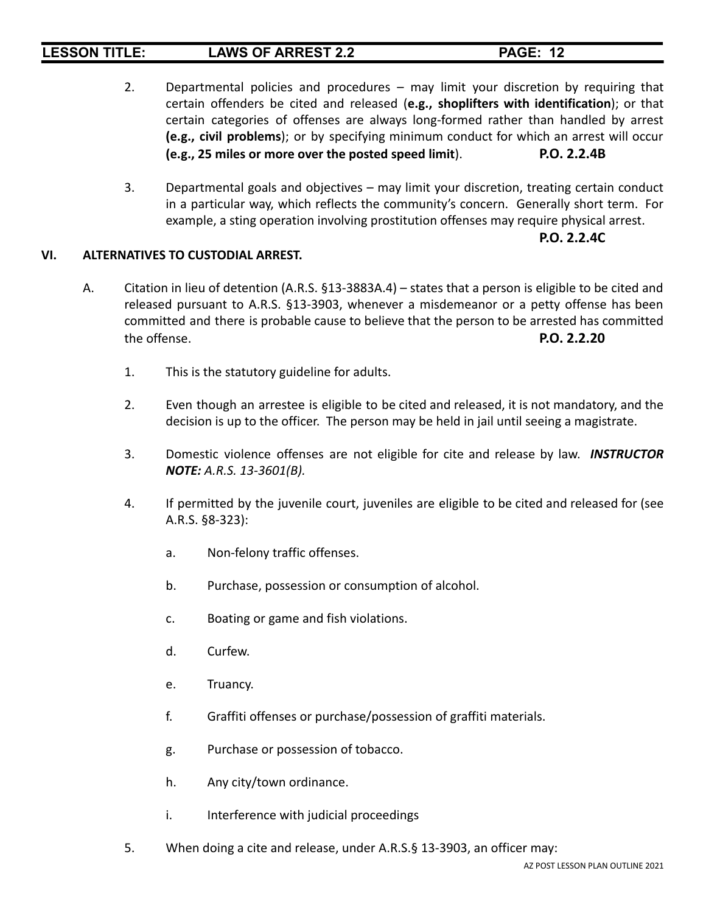2. Departmental policies and procedures – may limit your discretion by requiring that certain offenders be cited and released (**e.g., shoplifters with identification**); or that certain categories of offenses are always long-formed rather than handled by arrest **(e.g., civil problems**); or by specifying minimum conduct for which an arrest will occur **(e.g., 25 miles or more over the posted speed limit**). **P.O. 2.2.4B**

3. Departmental goals and objectives – may limit your discretion, treating certain conduct in a particular way, which reflects the community's concern. Generally short term. For example, a sting operation involving prostitution offenses may require physical arrest. **P.O. 2.2.4C**

## VI. ALTERNATIVES TO CUSTODIAL ARREST.

A. Citation in lieu of detention (A.R.S. §13-3883A.4) – states that a person is eligible to be cited and released pursuant to A.R.S. §13-3903, whenever a misdemeanor or a petty offense has been committed and there is probable cause to believe that the person to be arrested has committed the offense. **P.O. 2.2.20**

1. This is the statutory guideline for adults.

2. Even though an arrestee is eligible to be cited and released, it is not mandatory, and the decision is up to the officer. The person may be held in jail until seeing a magistrate.

3. Domestic violence offenses are not eligible for cite and release by law. ***INSTRUCTOR NOTE:*** *A.R.S. 13-3601(B).*

4. If permitted by the juvenile court, juveniles are eligible to be cited and released for (see A.R.S. §8-323):

   a. Non-felony traffic offenses.

   b. Purchase, possession or consumption of alcohol.

   c. Boating or game and fish violations.

   d. Curfew.

   e. Truancy.

   f. Graffiti offenses or purchase/possession of graffiti materials.

   g. Purchase or possession of tobacco.

   h. Any city/town ordinance.

   i. Interference with judicial proceedings

5. When doing a cite and release, under A.R.S.§ 13-3903, an officer may: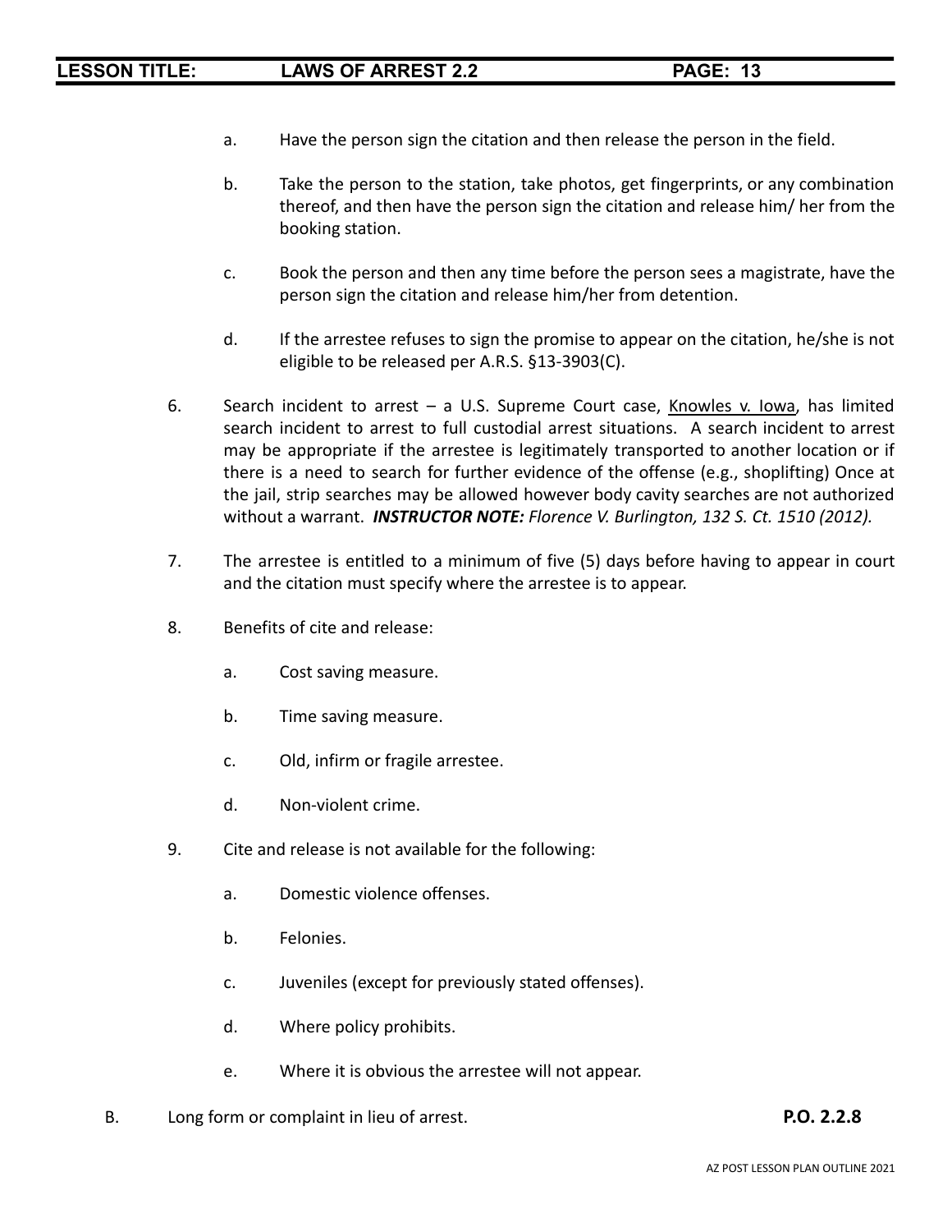a. Have the person sign the citation and then release the person in the field.

b. Take the person to the station, take photos, get fingerprints, or any combination thereof, and then have the person sign the citation and release him/ her from the booking station.

c. Book the person and then any time before the person sees a magistrate, have the person sign the citation and release him/her from detention.

d. If the arrestee refuses to sign the promise to appear on the citation, he/she is not eligible to be released per A.R.S. §13-3903(C).

6. Search incident to arrest – a U.S. Supreme Court case, Knowles v. Iowa, has limited search incident to arrest to full custodial arrest situations. A search incident to arrest may be appropriate if the arrestee is legitimately transported to another location or if there is a need to search for further evidence of the offense (e.g., shoplifting) Once at the jail, strip searches may be allowed however body cavity searches are not authorized without a warrant. ***INSTRUCTOR NOTE:*** *Florence V. Burlington, 132 S. Ct. 1510 (2012).*

7. The arrestee is entitled to a minimum of five (5) days before having to appear in court and the citation must specify where the arrestee is to appear.

8. Benefits of cite and release:

    a. Cost saving measure.

    b. Time saving measure.

    c. Old, infirm or fragile arrestee.

    d. Non-violent crime.

9. Cite and release is not available for the following:

    a. Domestic violence offenses.

    b. Felonies.

    c. Juveniles (except for previously stated offenses).

    d. Where policy prohibits.

    e. Where it is obvious the arrestee will not appear.

B. Long form or complaint in lieu of arrest. **P.O. 2.2.8**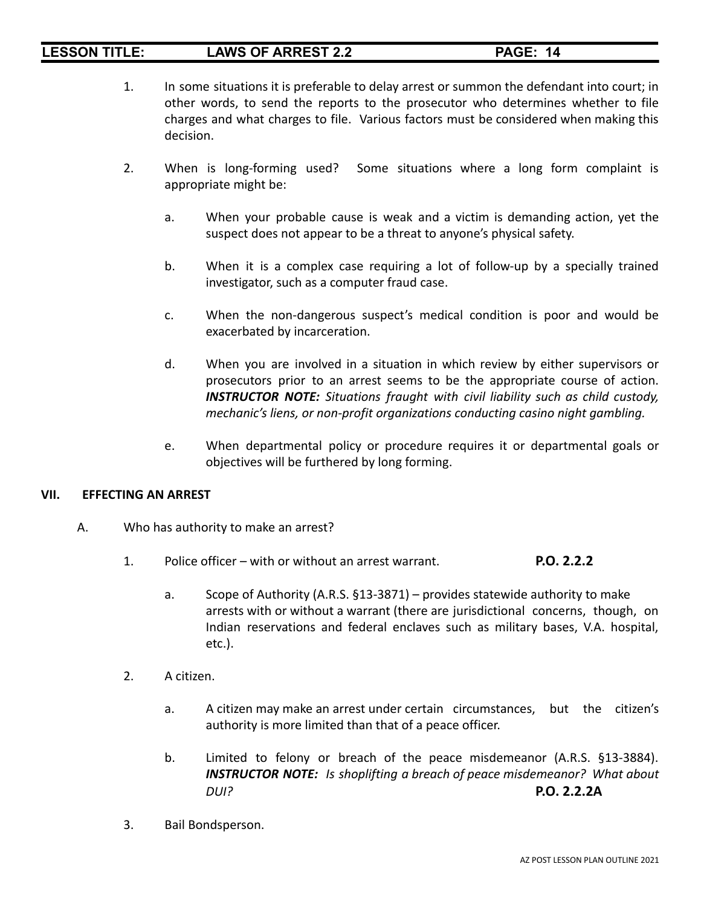1. In some situations it is preferable to delay arrest or summon the defendant into court; in other words, to send the reports to the prosecutor who determines whether to file charges and what charges to file. Various factors must be considered when making this decision.

2. When is long-forming used? Some situations where a long form complaint is appropriate might be:

   a. When your probable cause is weak and a victim is demanding action, yet the suspect does not appear to be a threat to anyone's physical safety.

   b. When it is a complex case requiring a lot of follow-up by a specially trained investigator, such as a computer fraud case.

   c. When the non-dangerous suspect's medical condition is poor and would be exacerbated by incarceration.

   d. When you are involved in a situation in which review by either supervisors or prosecutors prior to an arrest seems to be the appropriate course of action. ***INSTRUCTOR NOTE:*** *Situations fraught with civil liability such as child custody, mechanic's liens, or non-profit organizations conducting casino night gambling.*

   e. When departmental policy or procedure requires it or departmental goals or objectives will be furthered by long forming.

## VII. EFFECTING AN ARREST

A. Who has authority to make an arrest?

1. Police officer – with or without an arrest warrant. **P.O. 2.2.2**

   a. Scope of Authority (A.R.S. §13-3871) – provides statewide authority to make arrests with or without a warrant (there are jurisdictional concerns, though, on Indian reservations and federal enclaves such as military bases, V.A. hospital, etc.).

2. A citizen.

   a. A citizen may make an arrest under certain circumstances, but the citizen's authority is more limited than that of a peace officer.

   b. Limited to felony or breach of the peace misdemeanor (A.R.S. §13-3884). ***INSTRUCTOR NOTE:*** *Is shoplifting a breach of peace misdemeanor? What about DUI?* **P.O. 2.2.2A**

3. Bail Bondsperson.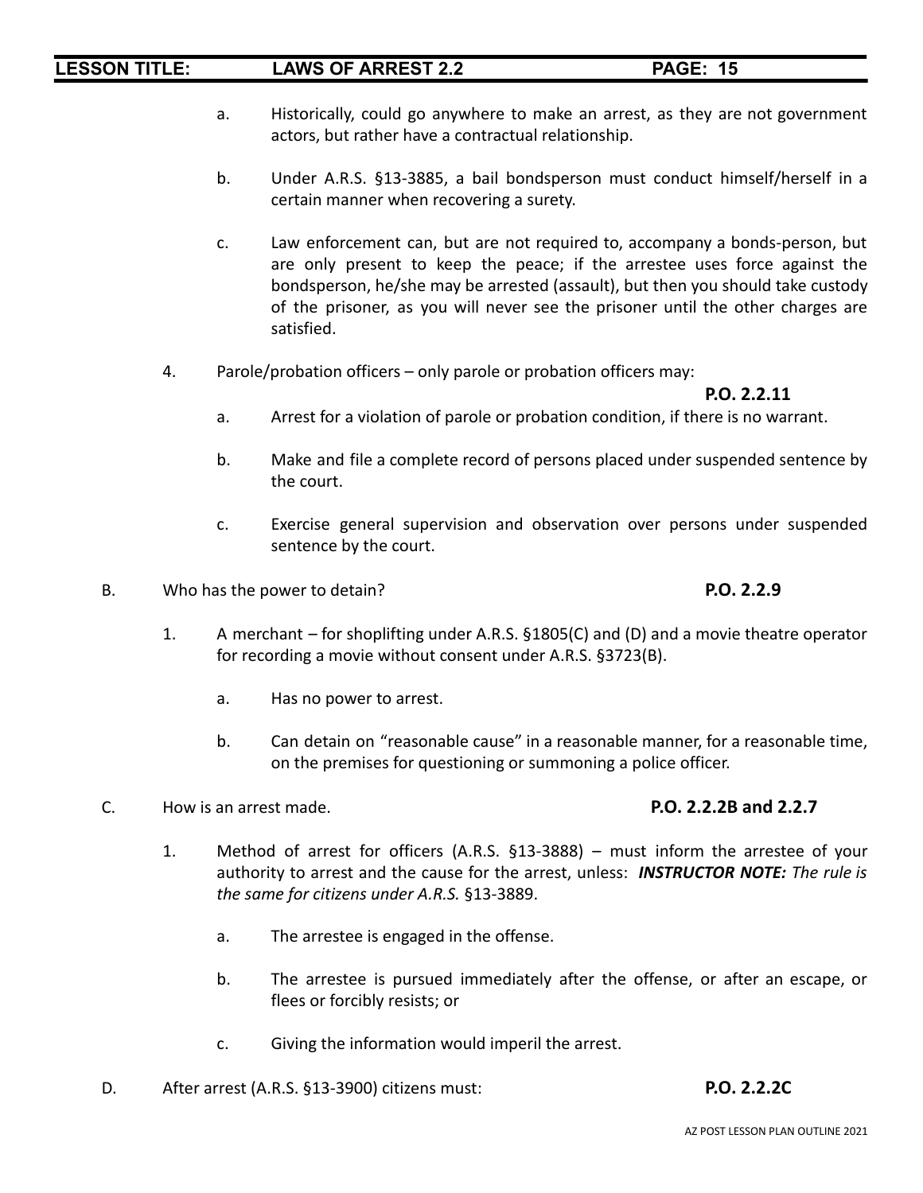a. Historically, could go anywhere to make an arrest, as they are not government actors, but rather have a contractual relationship.

b. Under A.R.S. §13-3885, a bail bondsperson must conduct himself/herself in a certain manner when recovering a surety.

c. Law enforcement can, but are not required to, accompany a bonds-person, but are only present to keep the peace; if the arrestee uses force against the bondsperson, he/she may be arrested (assault), but then you should take custody of the prisoner, as you will never see the prisoner until the other charges are satisfied.

4. Parole/probation officers – only parole or probation officers may: **P.O. 2.2.11**

a. Arrest for a violation of parole or probation condition, if there is no warrant.

b. Make and file a complete record of persons placed under suspended sentence by the court.

c. Exercise general supervision and observation over persons under suspended sentence by the court.

B. Who has the power to detain? **P.O. 2.2.9**

1. A merchant – for shoplifting under A.R.S. §1805(C) and (D) and a movie theatre operator for recording a movie without consent under A.R.S. §3723(B).

a. Has no power to arrest.

b. Can detain on "reasonable cause" in a reasonable manner, for a reasonable time, on the premises for questioning or summoning a police officer.

C. How is an arrest made. **P.O. 2.2.2B and 2.2.7**

1. Method of arrest for officers (A.R.S. §13-3888) – must inform the arrestee of your authority to arrest and the cause for the arrest, unless: ***INSTRUCTOR NOTE:*** *The rule is the same for citizens under A.R.S.* §13-3889.

a. The arrestee is engaged in the offense.

b. The arrestee is pursued immediately after the offense, or after an escape, or flees or forcibly resists; or

c. Giving the information would imperil the arrest.

D. After arrest (A.R.S. §13-3900) citizens must: **P.O. 2.2.2C**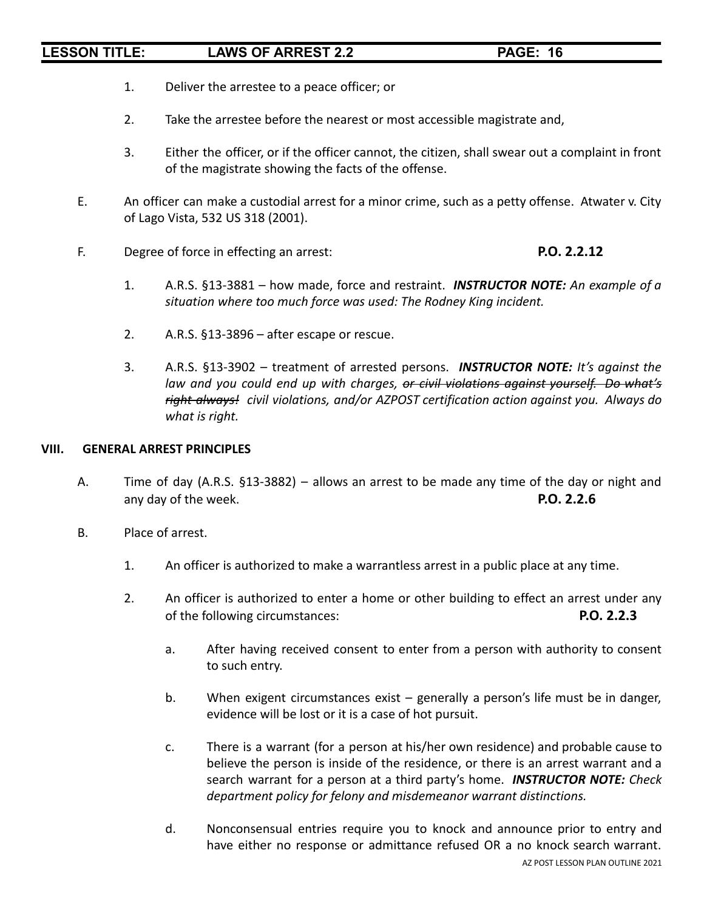1. Deliver the arrestee to a peace officer; or

2. Take the arrestee before the nearest or most accessible magistrate and,

3. Either the officer, or if the officer cannot, the citizen, shall swear out a complaint in front of the magistrate showing the facts of the offense.

E. An officer can make a custodial arrest for a minor crime, such as a petty offense. Atwater v. City of Lago Vista, 532 US 318 (2001).

F. Degree of force in effecting an arrest: **P.O. 2.2.12**

1. A.R.S. §13-3881 – how made, force and restraint. ***INSTRUCTOR NOTE:*** *An example of a situation where too much force was used: The Rodney King incident.*

2. A.R.S. §13-3896 – after escape or rescue.

3. A.R.S. §13-3902 – treatment of arrested persons. ***INSTRUCTOR NOTE:*** *It's against the law and you could end up with charges, ~~or civil violations against yourself. Do what's right always!~~ civil violations, and/or AZPOST certification action against you. Always do what is right.*

## VIII. GENERAL ARREST PRINCIPLES

A. Time of day (A.R.S. §13-3882) – allows an arrest to be made any time of the day or night and any day of the week. **P.O. 2.2.6**

B. Place of arrest.

1. An officer is authorized to make a warrantless arrest in a public place at any time.

2. An officer is authorized to enter a home or other building to effect an arrest under any of the following circumstances: **P.O. 2.2.3**

   a. After having received consent to enter from a person with authority to consent to such entry.

   b. When exigent circumstances exist – generally a person's life must be in danger, evidence will be lost or it is a case of hot pursuit.

   c. There is a warrant (for a person at his/her own residence) and probable cause to believe the person is inside of the residence, or there is an arrest warrant and a search warrant for a person at a third party's home. ***INSTRUCTOR NOTE:*** *Check department policy for felony and misdemeanor warrant distinctions.*

   d. Nonconsensual entries require you to knock and announce prior to entry and have either no response or admittance refused OR a no knock search warrant.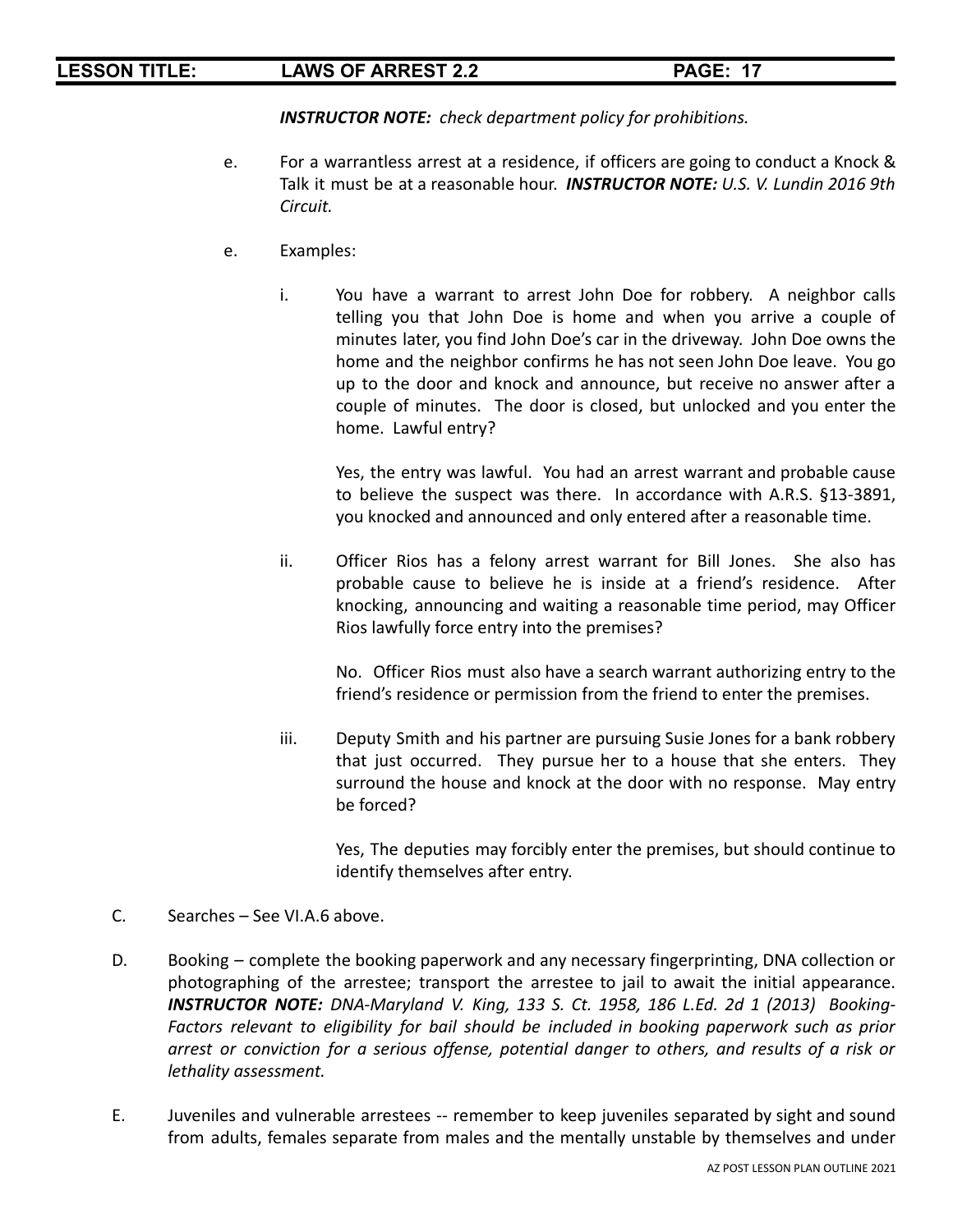***INSTRUCTOR NOTE:*** *check department policy for prohibitions.*

e. For a warrantless arrest at a residence, if officers are going to conduct a Knock & Talk it must be at a reasonable hour. ***INSTRUCTOR NOTE:*** *U.S. V. Lundin 2016 9th Circuit.*

e. Examples:

i. You have a warrant to arrest John Doe for robbery. A neighbor calls telling you that John Doe is home and when you arrive a couple of minutes later, you find John Doe's car in the driveway. John Doe owns the home and the neighbor confirms he has not seen John Doe leave. You go up to the door and knock and announce, but receive no answer after a couple of minutes. The door is closed, but unlocked and you enter the home. Lawful entry?

Yes, the entry was lawful. You had an arrest warrant and probable cause to believe the suspect was there. In accordance with A.R.S. §13-3891, you knocked and announced and only entered after a reasonable time.

ii. Officer Rios has a felony arrest warrant for Bill Jones. She also has probable cause to believe he is inside at a friend's residence. After knocking, announcing and waiting a reasonable time period, may Officer Rios lawfully force entry into the premises?

No. Officer Rios must also have a search warrant authorizing entry to the friend's residence or permission from the friend to enter the premises.

iii. Deputy Smith and his partner are pursuing Susie Jones for a bank robbery that just occurred. They pursue her to a house that she enters. They surround the house and knock at the door with no response. May entry be forced?

Yes, The deputies may forcibly enter the premises, but should continue to identify themselves after entry.

C. Searches – See VI.A.6 above.

D. Booking – complete the booking paperwork and any necessary fingerprinting, DNA collection or photographing of the arrestee; transport the arrestee to jail to await the initial appearance. ***INSTRUCTOR NOTE:*** *DNA-Maryland V. King, 133 S. Ct. 1958, 186 L.Ed. 2d 1 (2013) Booking-Factors relevant to eligibility for bail should be included in booking paperwork such as prior arrest or conviction for a serious offense, potential danger to others, and results of a risk or lethality assessment.*

E. Juveniles and vulnerable arrestees -- remember to keep juveniles separated by sight and sound from adults, females separate from males and the mentally unstable by themselves and under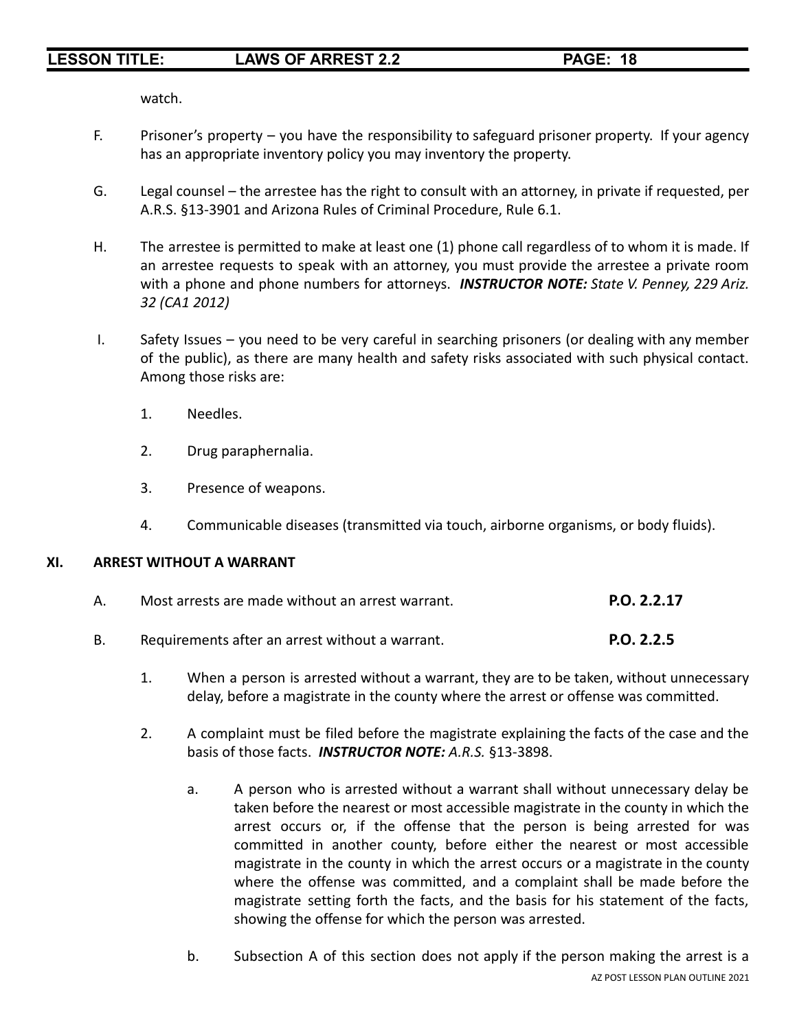watch.

F. Prisoner's property – you have the responsibility to safeguard prisoner property. If your agency has an appropriate inventory policy you may inventory the property.

G. Legal counsel – the arrestee has the right to consult with an attorney, in private if requested, per A.R.S. §13-3901 and Arizona Rules of Criminal Procedure, Rule 6.1.

H. The arrestee is permitted to make at least one (1) phone call regardless of to whom it is made. If an arrestee requests to speak with an attorney, you must provide the arrestee a private room with a phone and phone numbers for attorneys. ***INSTRUCTOR NOTE:*** *State V. Penney, 229 Ariz. 32 (CA1 2012)*

I. Safety Issues – you need to be very careful in searching prisoners (or dealing with any member of the public), as there are many health and safety risks associated with such physical contact. Among those risks are:

1. Needles.
2. Drug paraphernalia.
3. Presence of weapons.
4. Communicable diseases (transmitted via touch, airborne organisms, or body fluids).

**XI. ARREST WITHOUT A WARRANT**

A. Most arrests are made without an arrest warrant. **P.O. 2.2.17**

B. Requirements after an arrest without a warrant. **P.O. 2.2.5**

1. When a person is arrested without a warrant, they are to be taken, without unnecessary delay, before a magistrate in the county where the arrest or offense was committed.

2. A complaint must be filed before the magistrate explaining the facts of the case and the basis of those facts. ***INSTRUCTOR NOTE:*** ***A.R.S.*** §13-3898.

   a. A person who is arrested without a warrant shall without unnecessary delay be taken before the nearest or most accessible magistrate in the county in which the arrest occurs or, if the offense that the person is being arrested for was committed in another county, before either the nearest or most accessible magistrate in the county in which the arrest occurs or a magistrate in the county where the offense was committed, and a complaint shall be made before the magistrate setting forth the facts, and the basis for his statement of the facts, showing the offense for which the person was arrested.

   b. Subsection A of this section does not apply if the person making the arrest is a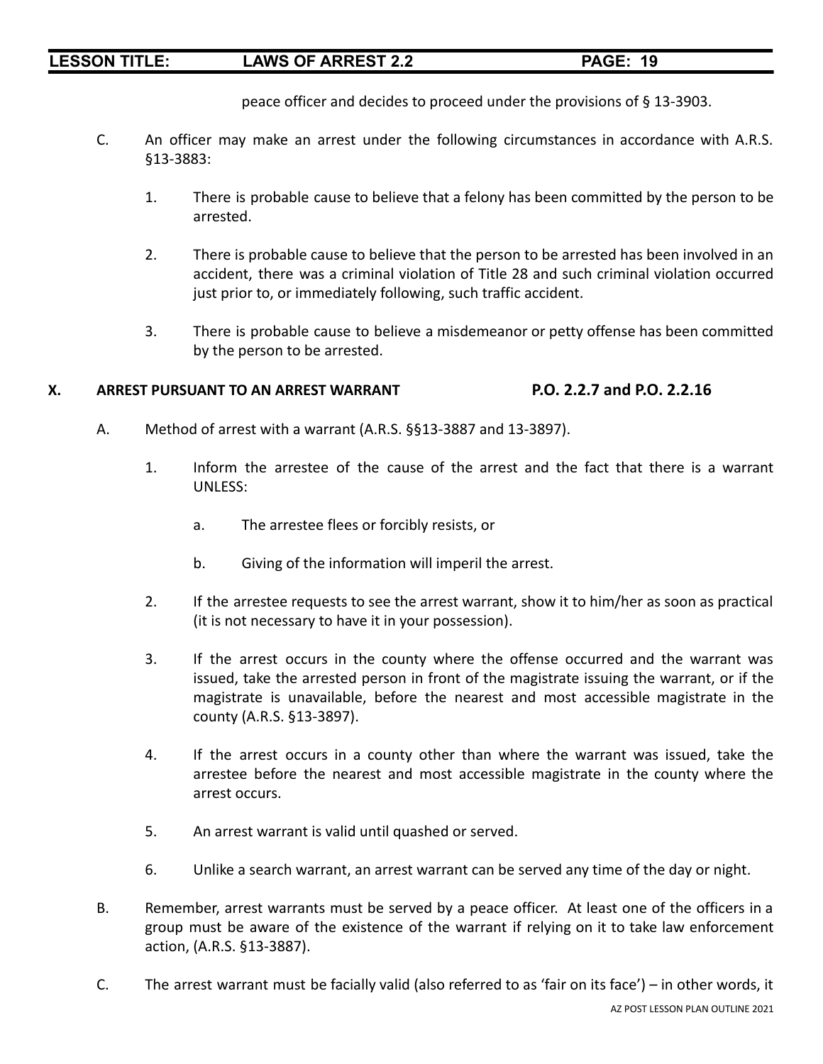peace officer and decides to proceed under the provisions of § 13-3903.

C. An officer may make an arrest under the following circumstances in accordance with A.R.S. §13-3883:

   1. There is probable cause to believe that a felony has been committed by the person to be arrested.

   2. There is probable cause to believe that the person to be arrested has been involved in an accident, there was a criminal violation of Title 28 and such criminal violation occurred just prior to, or immediately following, such traffic accident.

   3. There is probable cause to believe a misdemeanor or petty offense has been committed by the person to be arrested.

## X. ARREST PURSUANT TO AN ARREST WARRANT — P.O. 2.2.7 and P.O. 2.2.16

A. Method of arrest with a warrant (A.R.S. §§13-3887 and 13-3897).

   1. Inform the arrestee of the cause of the arrest and the fact that there is a warrant UNLESS:

      a. The arrestee flees or forcibly resists, or

      b. Giving of the information will imperil the arrest.

   2. If the arrestee requests to see the arrest warrant, show it to him/her as soon as practical (it is not necessary to have it in your possession).

   3. If the arrest occurs in the county where the offense occurred and the warrant was issued, take the arrested person in front of the magistrate issuing the warrant, or if the magistrate is unavailable, before the nearest and most accessible magistrate in the county (A.R.S. §13-3897).

   4. If the arrest occurs in a county other than where the warrant was issued, take the arrestee before the nearest and most accessible magistrate in the county where the arrest occurs.

   5. An arrest warrant is valid until quashed or served.

   6. Unlike a search warrant, an arrest warrant can be served any time of the day or night.

B. Remember, arrest warrants must be served by a peace officer. At least one of the officers in a group must be aware of the existence of the warrant if relying on it to take law enforcement action, (A.R.S. §13-3887).

C. The arrest warrant must be facially valid (also referred to as 'fair on its face') – in other words, it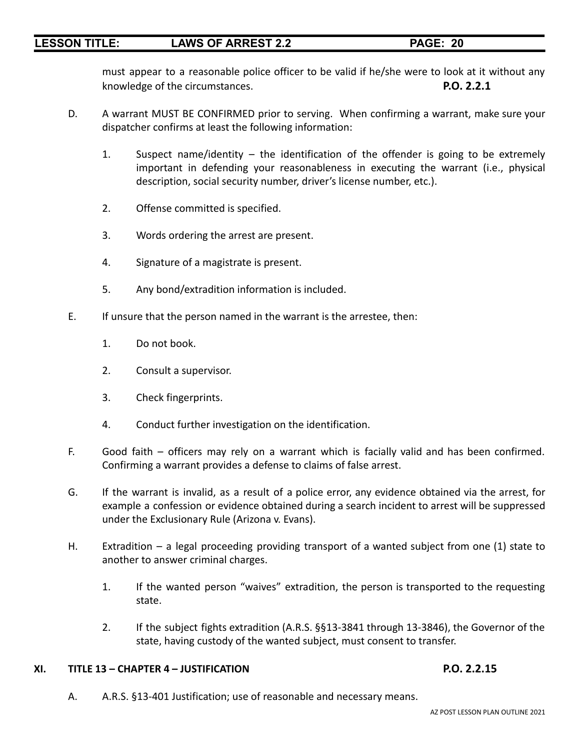must appear to a reasonable police officer to be valid if he/she were to look at it without any knowledge of the circumstances. **P.O. 2.2.1**

D. A warrant MUST BE CONFIRMED prior to serving. When confirming a warrant, make sure your dispatcher confirms at least the following information:

1. Suspect name/identity – the identification of the offender is going to be extremely important in defending your reasonableness in executing the warrant (i.e., physical description, social security number, driver's license number, etc.).

2. Offense committed is specified.

3. Words ordering the arrest are present.

4. Signature of a magistrate is present.

5. Any bond/extradition information is included.

E. If unsure that the person named in the warrant is the arrestee, then:

1. Do not book.

2. Consult a supervisor.

3. Check fingerprints.

4. Conduct further investigation on the identification.

F. Good faith – officers may rely on a warrant which is facially valid and has been confirmed. Confirming a warrant provides a defense to claims of false arrest.

G. If the warrant is invalid, as a result of a police error, any evidence obtained via the arrest, for example a confession or evidence obtained during a search incident to arrest will be suppressed under the Exclusionary Rule (Arizona v. Evans).

H. Extradition – a legal proceeding providing transport of a wanted subject from one (1) state to another to answer criminal charges.

1. If the wanted person "waives" extradition, the person is transported to the requesting state.

2. If the subject fights extradition (A.R.S. §§13-3841 through 13-3846), the Governor of the state, having custody of the wanted subject, must consent to transfer.

## XI. TITLE 13 – CHAPTER 4 – JUSTIFICATION **P.O. 2.2.15**

A. A.R.S. §13-401 Justification; use of reasonable and necessary means.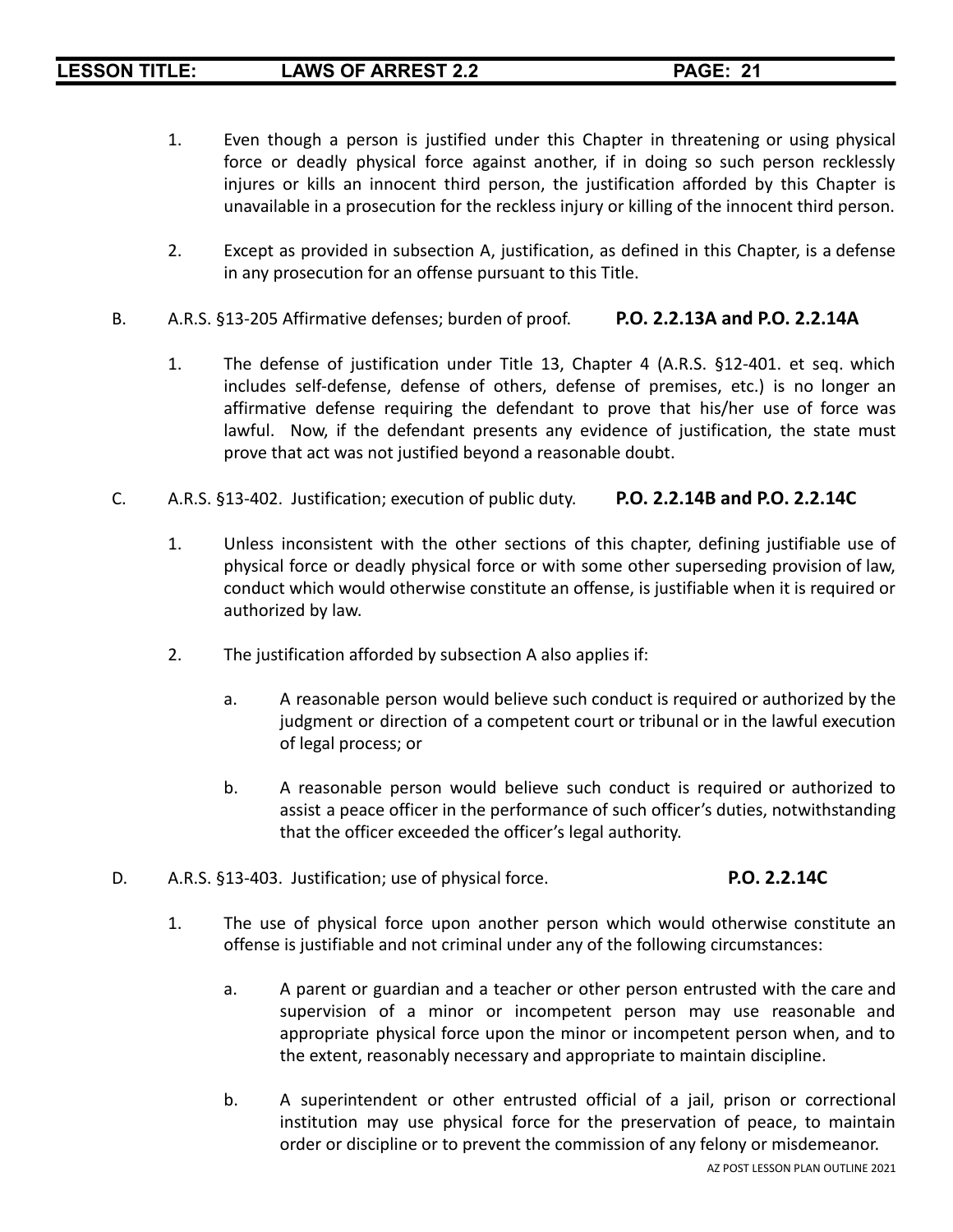1. Even though a person is justified under this Chapter in threatening or using physical force or deadly physical force against another, if in doing so such person recklessly injures or kills an innocent third person, the justification afforded by this Chapter is unavailable in a prosecution for the reckless injury or killing of the innocent third person.

2. Except as provided in subsection A, justification, as defined in this Chapter, is a defense in any prosecution for an offense pursuant to this Title.

B. A.R.S. §13-205 Affirmative defenses; burden of proof. **P.O. 2.2.13A and P.O. 2.2.14A**

1. The defense of justification under Title 13, Chapter 4 (A.R.S. §12-401. et seq. which includes self-defense, defense of others, defense of premises, etc.) is no longer an affirmative defense requiring the defendant to prove that his/her use of force was lawful. Now, if the defendant presents any evidence of justification, the state must prove that act was not justified beyond a reasonable doubt.

C. A.R.S. §13-402. Justification; execution of public duty. **P.O. 2.2.14B and P.O. 2.2.14C**

1. Unless inconsistent with the other sections of this chapter, defining justifiable use of physical force or deadly physical force or with some other superseding provision of law, conduct which would otherwise constitute an offense, is justifiable when it is required or authorized by law.

2. The justification afforded by subsection A also applies if:

   a. A reasonable person would believe such conduct is required or authorized by the judgment or direction of a competent court or tribunal or in the lawful execution of legal process; or

   b. A reasonable person would believe such conduct is required or authorized to assist a peace officer in the performance of such officer's duties, notwithstanding that the officer exceeded the officer's legal authority.

D. A.R.S. §13-403. Justification; use of physical force. **P.O. 2.2.14C**

1. The use of physical force upon another person which would otherwise constitute an offense is justifiable and not criminal under any of the following circumstances:

   a. A parent or guardian and a teacher or other person entrusted with the care and supervision of a minor or incompetent person may use reasonable and appropriate physical force upon the minor or incompetent person when, and to the extent, reasonably necessary and appropriate to maintain discipline.

   b. A superintendent or other entrusted official of a jail, prison or correctional institution may use physical force for the preservation of peace, to maintain order or discipline or to prevent the commission of any felony or misdemeanor.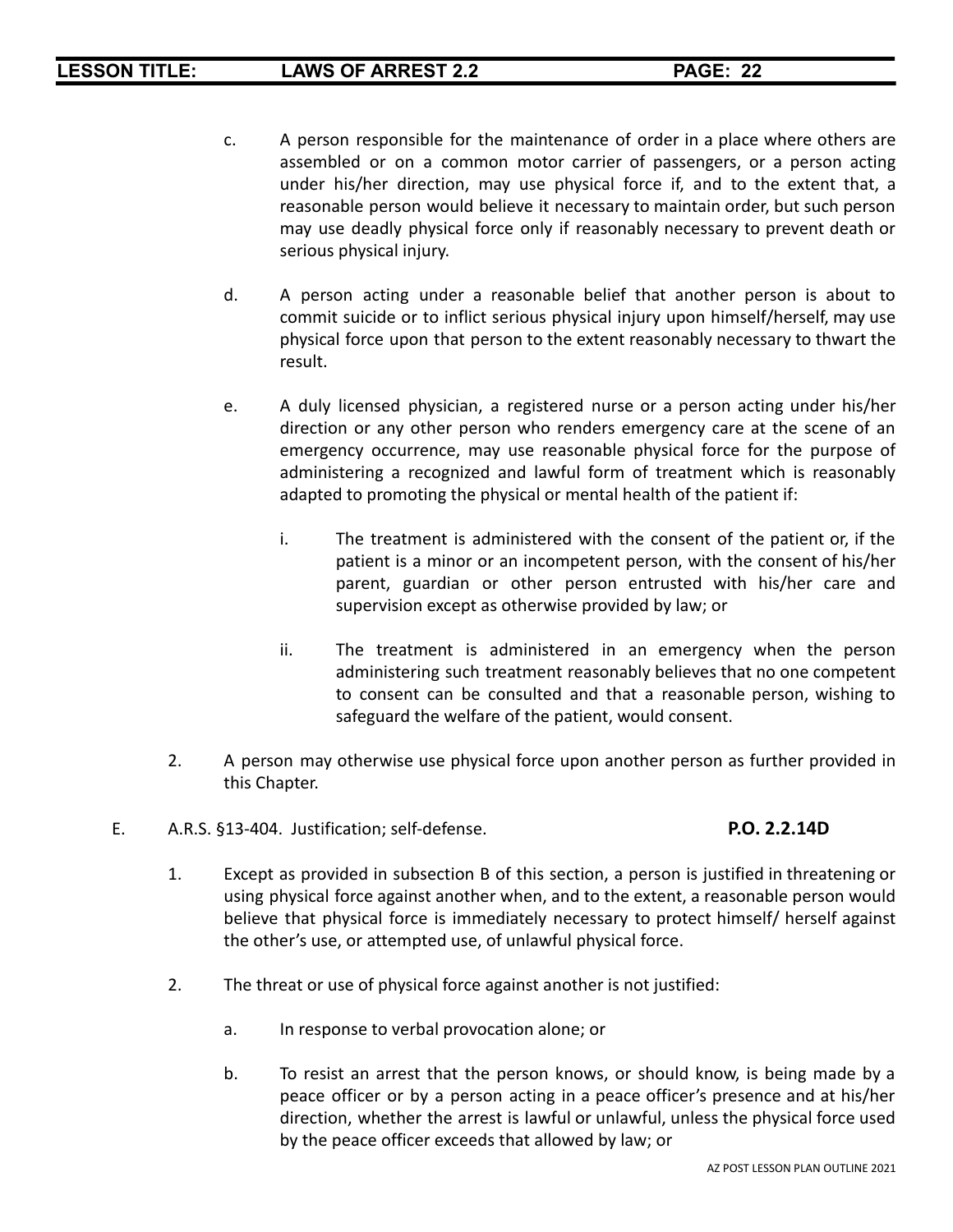c. A person responsible for the maintenance of order in a place where others are assembled or on a common motor carrier of passengers, or a person acting under his/her direction, may use physical force if, and to the extent that, a reasonable person would believe it necessary to maintain order, but such person may use deadly physical force only if reasonably necessary to prevent death or serious physical injury.

d. A person acting under a reasonable belief that another person is about to commit suicide or to inflict serious physical injury upon himself/herself, may use physical force upon that person to the extent reasonably necessary to thwart the result.

e. A duly licensed physician, a registered nurse or a person acting under his/her direction or any other person who renders emergency care at the scene of an emergency occurrence, may use reasonable physical force for the purpose of administering a recognized and lawful form of treatment which is reasonably adapted to promoting the physical or mental health of the patient if:

   i. The treatment is administered with the consent of the patient or, if the patient is a minor or an incompetent person, with the consent of his/her parent, guardian or other person entrusted with his/her care and supervision except as otherwise provided by law; or

   ii. The treatment is administered in an emergency when the person administering such treatment reasonably believes that no one competent to consent can be consulted and that a reasonable person, wishing to safeguard the welfare of the patient, would consent.

2. A person may otherwise use physical force upon another person as further provided in this Chapter.

E. A.R.S. §13-404. Justification; self-defense. **P.O. 2.2.14D**

1. Except as provided in subsection B of this section, a person is justified in threatening or using physical force against another when, and to the extent, a reasonable person would believe that physical force is immediately necessary to protect himself/ herself against the other's use, or attempted use, of unlawful physical force.

2. The threat or use of physical force against another is not justified:

   a. In response to verbal provocation alone; or

   b. To resist an arrest that the person knows, or should know, is being made by a peace officer or by a person acting in a peace officer's presence and at his/her direction, whether the arrest is lawful or unlawful, unless the physical force used by the peace officer exceeds that allowed by law; or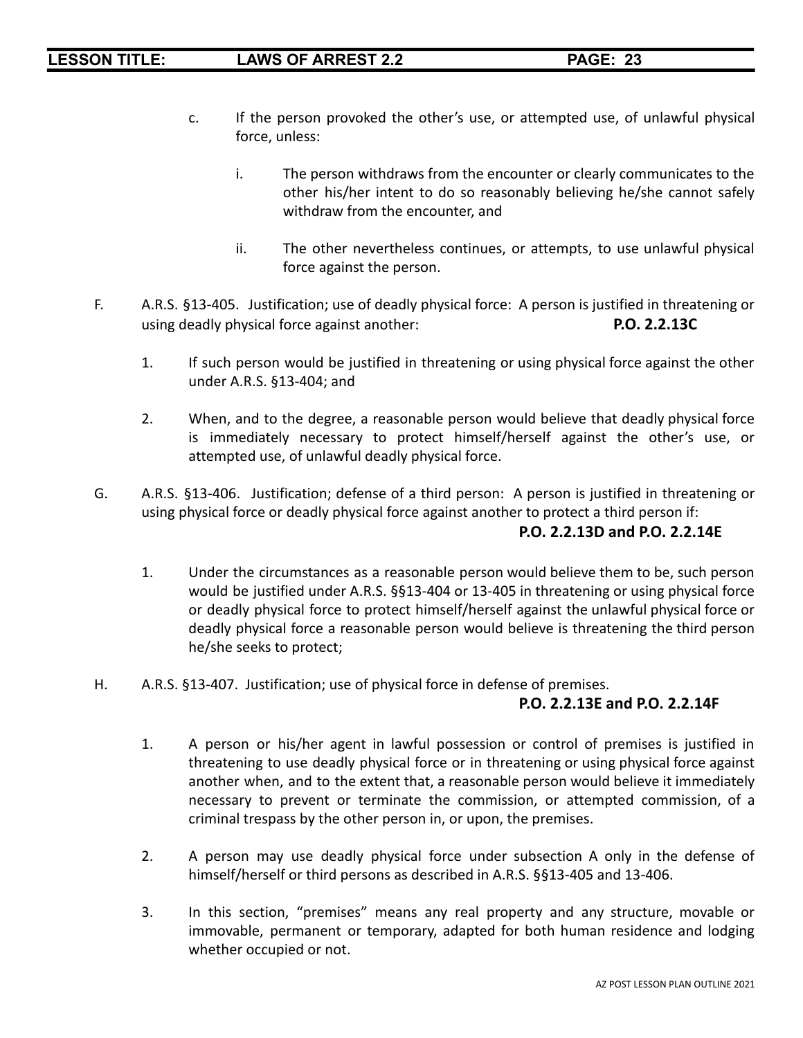c. If the person provoked the other's use, or attempted use, of unlawful physical force, unless:

   i. The person withdraws from the encounter or clearly communicates to the other his/her intent to do so reasonably believing he/she cannot safely withdraw from the encounter, and

   ii. The other nevertheless continues, or attempts, to use unlawful physical force against the person.

F. A.R.S. §13-405. Justification; use of deadly physical force: A person is justified in threatening or using deadly physical force against another: **P.O. 2.2.13C**

   1. If such person would be justified in threatening or using physical force against the other under A.R.S. §13-404; and

   2. When, and to the degree, a reasonable person would believe that deadly physical force is immediately necessary to protect himself/herself against the other's use, or attempted use, of unlawful deadly physical force.

G. A.R.S. §13-406. Justification; defense of a third person: A person is justified in threatening or using physical force or deadly physical force against another to protect a third person if: **P.O. 2.2.13D and P.O. 2.2.14E**

   1. Under the circumstances as a reasonable person would believe them to be, such person would be justified under A.R.S. §§13-404 or 13-405 in threatening or using physical force or deadly physical force to protect himself/herself against the unlawful physical force or deadly physical force a reasonable person would believe is threatening the third person he/she seeks to protect;

H. A.R.S. §13-407. Justification; use of physical force in defense of premises. **P.O. 2.2.13E and P.O. 2.2.14F**

   1. A person or his/her agent in lawful possession or control of premises is justified in threatening to use deadly physical force or in threatening or using physical force against another when, and to the extent that, a reasonable person would believe it immediately necessary to prevent or terminate the commission, or attempted commission, of a criminal trespass by the other person in, or upon, the premises.

   2. A person may use deadly physical force under subsection A only in the defense of himself/herself or third persons as described in A.R.S. §§13-405 and 13-406.

   3. In this section, "premises" means any real property and any structure, movable or immovable, permanent or temporary, adapted for both human residence and lodging whether occupied or not.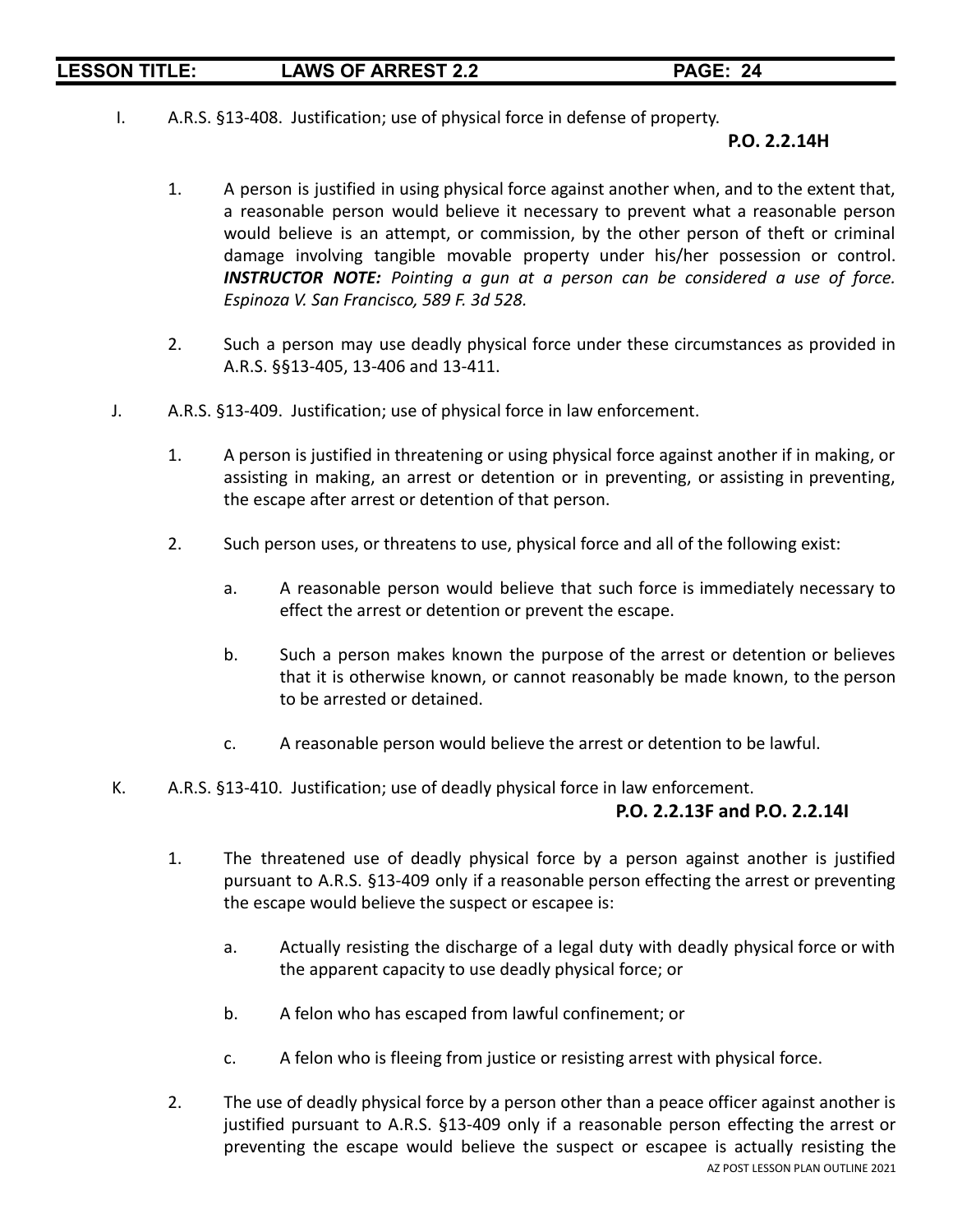I. A.R.S. §13-408. Justification; use of physical force in defense of property.

**P.O. 2.2.14H**

1. A person is justified in using physical force against another when, and to the extent that, a reasonable person would believe it necessary to prevent what a reasonable person would believe is an attempt, or commission, by the other person of theft or criminal damage involving tangible movable property under his/her possession or control. ***INSTRUCTOR NOTE:*** *Pointing a gun at a person can be considered a use of force. Espinoza V. San Francisco, 589 F. 3d 528.*

2. Such a person may use deadly physical force under these circumstances as provided in A.R.S. §§13-405, 13-406 and 13-411.

J. A.R.S. §13-409. Justification; use of physical force in law enforcement.

1. A person is justified in threatening or using physical force against another if in making, or assisting in making, an arrest or detention or in preventing, or assisting in preventing, the escape after arrest or detention of that person.

2. Such person uses, or threatens to use, physical force and all of the following exist:

   a. A reasonable person would believe that such force is immediately necessary to effect the arrest or detention or prevent the escape.

   b. Such a person makes known the purpose of the arrest or detention or believes that it is otherwise known, or cannot reasonably be made known, to the person to be arrested or detained.

   c. A reasonable person would believe the arrest or detention to be lawful.

K. A.R.S. §13-410. Justification; use of deadly physical force in law enforcement.

**P.O. 2.2.13F and P.O. 2.2.14I**

1. The threatened use of deadly physical force by a person against another is justified pursuant to A.R.S. §13-409 only if a reasonable person effecting the arrest or preventing the escape would believe the suspect or escapee is:

   a. Actually resisting the discharge of a legal duty with deadly physical force or with the apparent capacity to use deadly physical force; or

   b. A felon who has escaped from lawful confinement; or

   c. A felon who is fleeing from justice or resisting arrest with physical force.

2. The use of deadly physical force by a person other than a peace officer against another is justified pursuant to A.R.S. §13-409 only if a reasonable person effecting the arrest or preventing the escape would believe the suspect or escapee is actually resisting the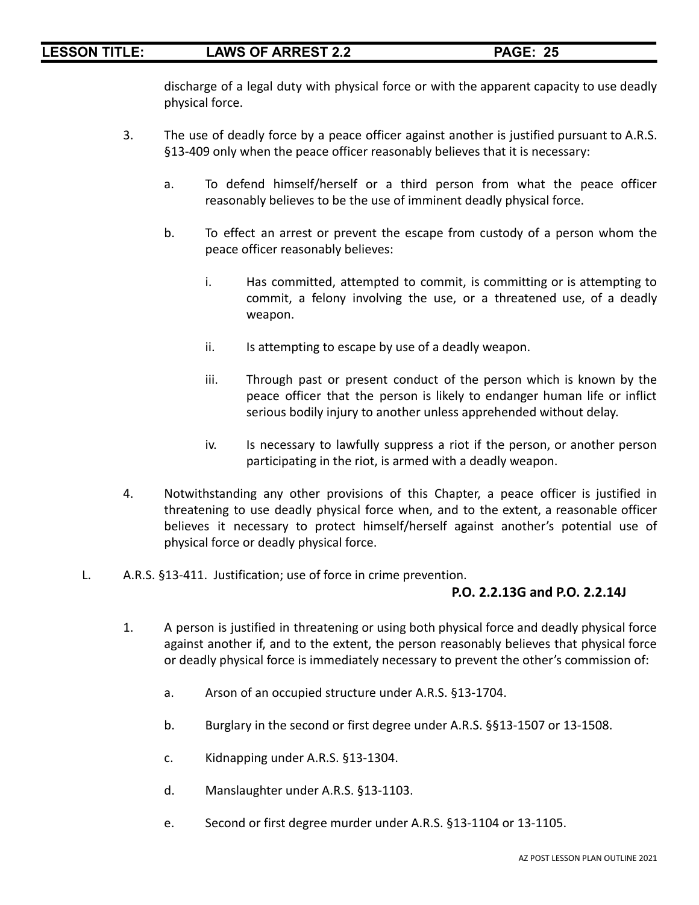discharge of a legal duty with physical force or with the apparent capacity to use deadly physical force.

3. The use of deadly force by a peace officer against another is justified pursuant to A.R.S. §13-409 only when the peace officer reasonably believes that it is necessary:

   a. To defend himself/herself or a third person from what the peace officer reasonably believes to be the use of imminent deadly physical force.

   b. To effect an arrest or prevent the escape from custody of a person whom the peace officer reasonably believes:

      i. Has committed, attempted to commit, is committing or is attempting to commit, a felony involving the use, or a threatened use, of a deadly weapon.

      ii. Is attempting to escape by use of a deadly weapon.

      iii. Through past or present conduct of the person which is known by the peace officer that the person is likely to endanger human life or inflict serious bodily injury to another unless apprehended without delay.

      iv. Is necessary to lawfully suppress a riot if the person, or another person participating in the riot, is armed with a deadly weapon.

4. Notwithstanding any other provisions of this Chapter, a peace officer is justified in threatening to use deadly physical force when, and to the extent, a reasonable officer believes it necessary to protect himself/herself against another's potential use of physical force or deadly physical force.

L. A.R.S. §13-411. Justification; use of force in crime prevention.

**P.O. 2.2.13G and P.O. 2.2.14J**

1. A person is justified in threatening or using both physical force and deadly physical force against another if, and to the extent, the person reasonably believes that physical force or deadly physical force is immediately necessary to prevent the other's commission of:

   a. Arson of an occupied structure under A.R.S. §13-1704.

   b. Burglary in the second or first degree under A.R.S. §§13-1507 or 13-1508.

   c. Kidnapping under A.R.S. §13-1304.

   d. Manslaughter under A.R.S. §13-1103.

   e. Second or first degree murder under A.R.S. §13-1104 or 13-1105.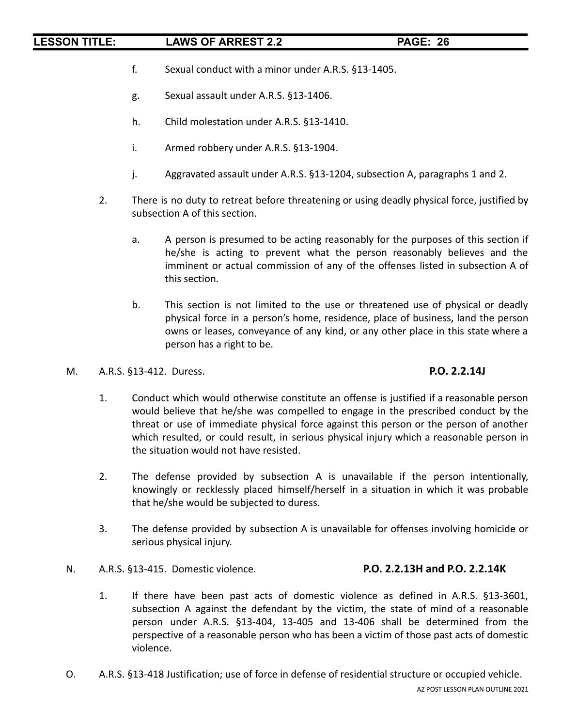f. Sexual conduct with a minor under A.R.S. §13-1405.

g. Sexual assault under A.R.S. §13-1406.

h. Child molestation under A.R.S. §13-1410.

i. Armed robbery under A.R.S. §13-1904.

j. Aggravated assault under A.R.S. §13-1204, subsection A, paragraphs 1 and 2.

2. There is no duty to retreat before threatening or using deadly physical force, justified by subsection A of this section.

   a. A person is presumed to be acting reasonably for the purposes of this section if he/she is acting to prevent what the person reasonably believes and the imminent or actual commission of any of the offenses listed in subsection A of this section.

   b. This section is not limited to the use or threatened use of physical or deadly physical force in a person's home, residence, place of business, land the person owns or leases, conveyance of any kind, or any other place in this state where a person has a right to be.

M. A.R.S. §13-412. Duress. **P.O. 2.2.14J**

1. Conduct which would otherwise constitute an offense is justified if a reasonable person would believe that he/she was compelled to engage in the prescribed conduct by the threat or use of immediate physical force against this person or the person of another which resulted, or could result, in serious physical injury which a reasonable person in the situation would not have resisted.

2. The defense provided by subsection A is unavailable if the person intentionally, knowingly or recklessly placed himself/herself in a situation in which it was probable that he/she would be subjected to duress.

3. The defense provided by subsection A is unavailable for offenses involving homicide or serious physical injury.

N. A.R.S. §13-415. Domestic violence. **P.O. 2.2.13H and P.O. 2.2.14K**

1. If there have been past acts of domestic violence as defined in A.R.S. §13-3601, subsection A against the defendant by the victim, the state of mind of a reasonable person under A.R.S. §13-404, 13-405 and 13-406 shall be determined from the perspective of a reasonable person who has been a victim of those past acts of domestic violence.

O. A.R.S. §13-418 Justification; use of force in defense of residential structure or occupied vehicle.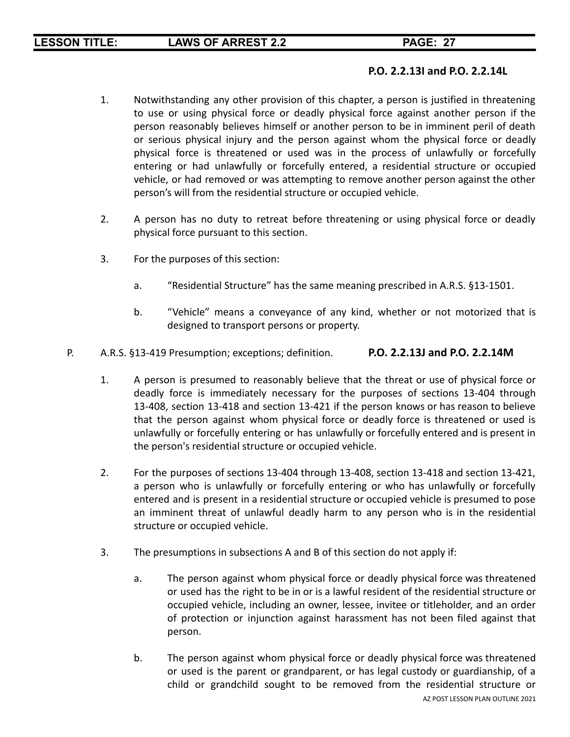**P.O. 2.2.13I and P.O. 2.2.14L**

1. Notwithstanding any other provision of this chapter, a person is justified in threatening to use or using physical force or deadly physical force against another person if the person reasonably believes himself or another person to be in imminent peril of death or serious physical injury and the person against whom the physical force or deadly physical force is threatened or used was in the process of unlawfully or forcefully entering or had unlawfully or forcefully entered, a residential structure or occupied vehicle, or had removed or was attempting to remove another person against the other person's will from the residential structure or occupied vehicle.

2. A person has no duty to retreat before threatening or using physical force or deadly physical force pursuant to this section.

3. For the purposes of this section:

   a. "Residential Structure" has the same meaning prescribed in A.R.S. §13-1501.

   b. "Vehicle" means a conveyance of any kind, whether or not motorized that is designed to transport persons or property.

P. A.R.S. §13-419 Presumption; exceptions; definition. **P.O. 2.2.13J and P.O. 2.2.14M**

1. A person is presumed to reasonably believe that the threat or use of physical force or deadly force is immediately necessary for the purposes of sections 13-404 through 13-408, section 13-418 and section 13-421 if the person knows or has reason to believe that the person against whom physical force or deadly force is threatened or used is unlawfully or forcefully entering or has unlawfully or forcefully entered and is present in the person's residential structure or occupied vehicle.

2. For the purposes of sections 13-404 through 13-408, section 13-418 and section 13-421, a person who is unlawfully or forcefully entering or who has unlawfully or forcefully entered and is present in a residential structure or occupied vehicle is presumed to pose an imminent threat of unlawful deadly harm to any person who is in the residential structure or occupied vehicle.

3. The presumptions in subsections A and B of this section do not apply if:

   a. The person against whom physical force or deadly physical force was threatened or used has the right to be in or is a lawful resident of the residential structure or occupied vehicle, including an owner, lessee, invitee or titleholder, and an order of protection or injunction against harassment has not been filed against that person.

   b. The person against whom physical force or deadly physical force was threatened or used is the parent or grandparent, or has legal custody or guardianship, of a child or grandchild sought to be removed from the residential structure or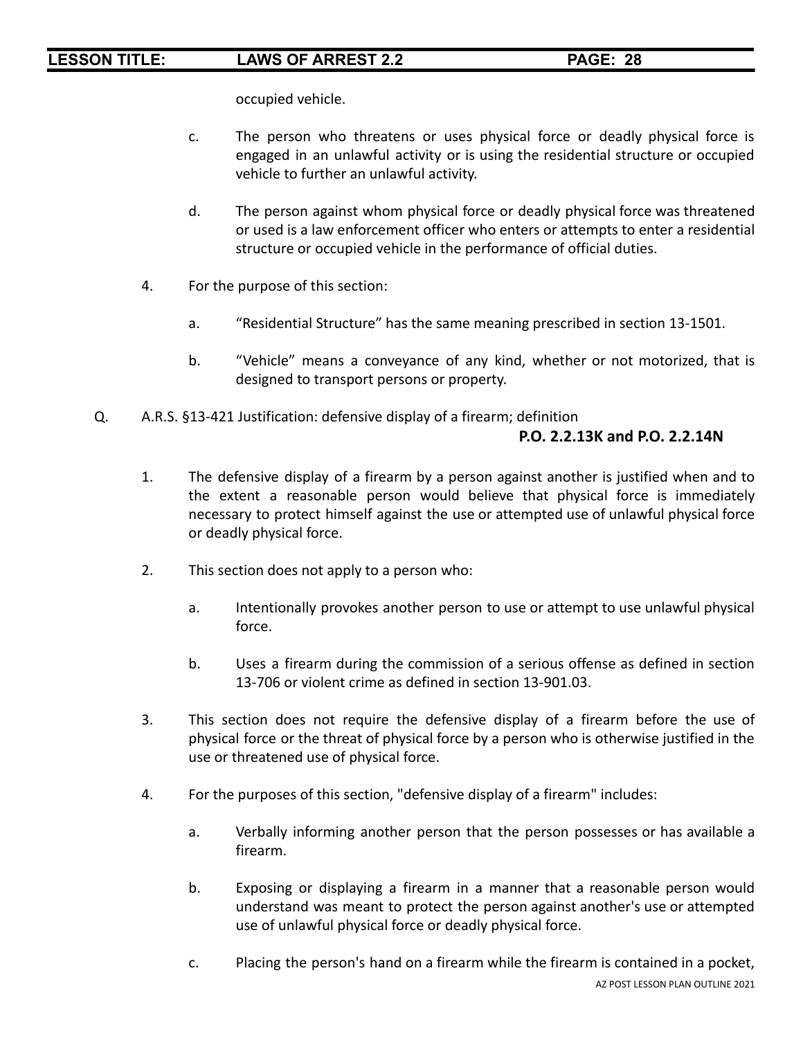occupied vehicle.

c. The person who threatens or uses physical force or deadly physical force is engaged in an unlawful activity or is using the residential structure or occupied vehicle to further an unlawful activity.

d. The person against whom physical force or deadly physical force was threatened or used is a law enforcement officer who enters or attempts to enter a residential structure or occupied vehicle in the performance of official duties.

4. For the purpose of this section:

a. "Residential Structure" has the same meaning prescribed in section 13-1501.

b. "Vehicle" means a conveyance of any kind, whether or not motorized, that is designed to transport persons or property.

Q. A.R.S. §13-421 Justification: defensive display of a firearm; definition

**P.O. 2.2.13K and P.O. 2.2.14N**

1. The defensive display of a firearm by a person against another is justified when and to the extent a reasonable person would believe that physical force is immediately necessary to protect himself against the use or attempted use of unlawful physical force or deadly physical force.

2. This section does not apply to a person who:

a. Intentionally provokes another person to use or attempt to use unlawful physical force.

b. Uses a firearm during the commission of a serious offense as defined in section 13-706 or violent crime as defined in section 13-901.03.

3. This section does not require the defensive display of a firearm before the use of physical force or the threat of physical force by a person who is otherwise justified in the use or threatened use of physical force.

4. For the purposes of this section, "defensive display of a firearm" includes:

a. Verbally informing another person that the person possesses or has available a firearm.

b. Exposing or displaying a firearm in a manner that a reasonable person would understand was meant to protect the person against another's use or attempted use of unlawful physical force or deadly physical force.

c. Placing the person's hand on a firearm while the firearm is contained in a pocket,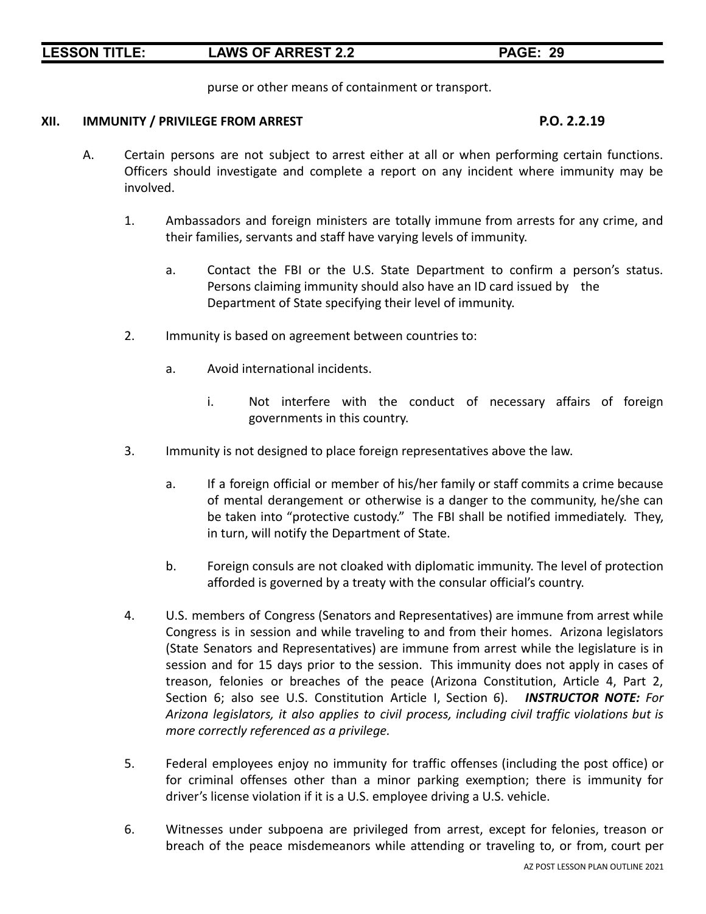purse or other means of containment or transport.

## XII. IMMUNITY / PRIVILEGE FROM ARREST P.O. 2.2.19

A. Certain persons are not subject to arrest either at all or when performing certain functions. Officers should investigate and complete a report on any incident where immunity may be involved.

1. Ambassadors and foreign ministers are totally immune from arrests for any crime, and their families, servants and staff have varying levels of immunity.

    a. Contact the FBI or the U.S. State Department to confirm a person's status. Persons claiming immunity should also have an ID card issued by the Department of State specifying their level of immunity.

2. Immunity is based on agreement between countries to:

    a. Avoid international incidents.

        i. Not interfere with the conduct of necessary affairs of foreign governments in this country.

3. Immunity is not designed to place foreign representatives above the law.

    a. If a foreign official or member of his/her family or staff commits a crime because of mental derangement or otherwise is a danger to the community, he/she can be taken into "protective custody." The FBI shall be notified immediately. They, in turn, will notify the Department of State.

    b. Foreign consuls are not cloaked with diplomatic immunity. The level of protection afforded is governed by a treaty with the consular official's country.

4. U.S. members of Congress (Senators and Representatives) are immune from arrest while Congress is in session and while traveling to and from their homes. Arizona legislators (State Senators and Representatives) are immune from arrest while the legislature is in session and for 15 days prior to the session. This immunity does not apply in cases of treason, felonies or breaches of the peace (Arizona Constitution, Article 4, Part 2, Section 6; also see U.S. Constitution Article I, Section 6). ***INSTRUCTOR NOTE:*** *For Arizona legislators, it also applies to civil process, including civil traffic violations but is more correctly referenced as a privilege.*

5. Federal employees enjoy no immunity for traffic offenses (including the post office) or for criminal offenses other than a minor parking exemption; there is immunity for driver's license violation if it is a U.S. employee driving a U.S. vehicle.

6. Witnesses under subpoena are privileged from arrest, except for felonies, treason or breach of the peace misdemeanors while attending or traveling to, or from, court per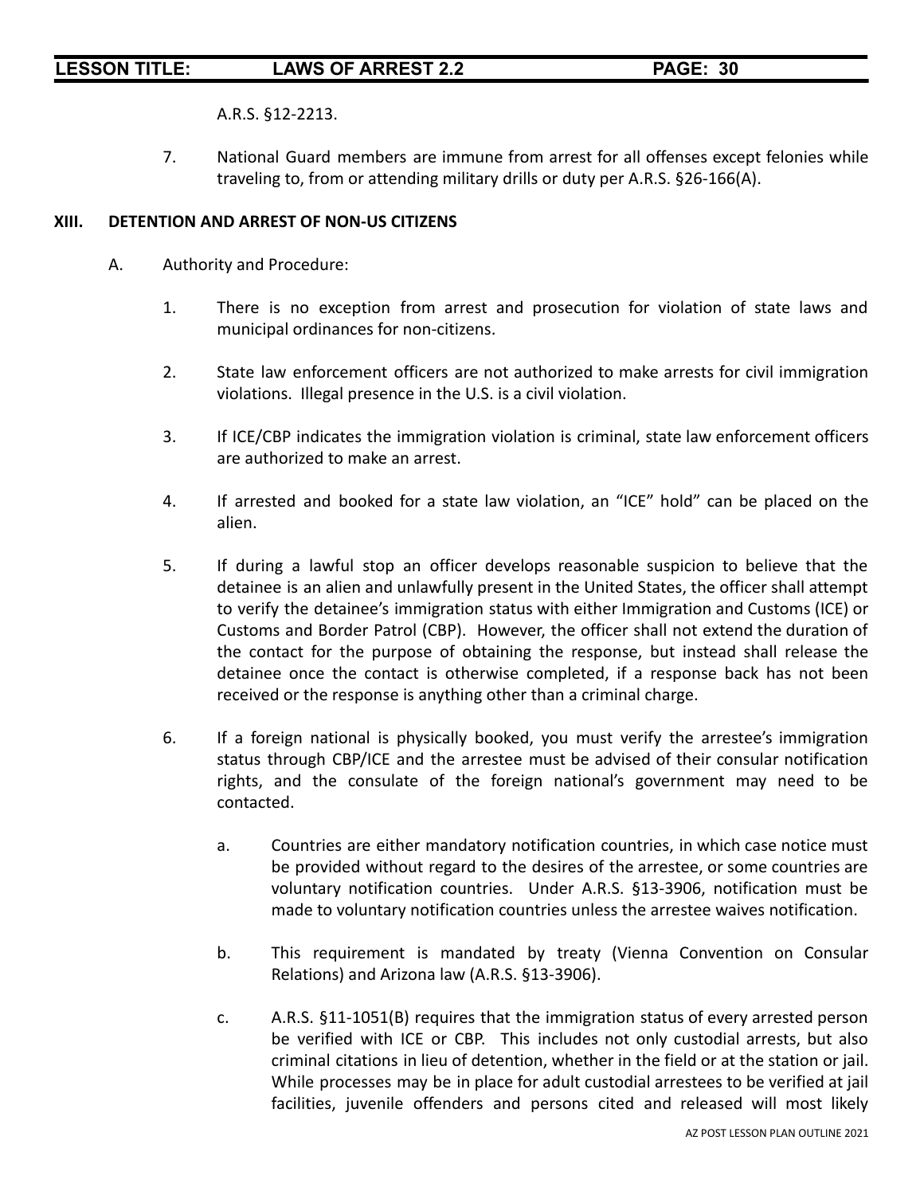A.R.S. §12-2213.

7. National Guard members are immune from arrest for all offenses except felonies while traveling to, from or attending military drills or duty per A.R.S. §26-166(A).

## XIII. DETENTION AND ARREST OF NON-US CITIZENS

A. Authority and Procedure:

1. There is no exception from arrest and prosecution for violation of state laws and municipal ordinances for non-citizens.

2. State law enforcement officers are not authorized to make arrests for civil immigration violations. Illegal presence in the U.S. is a civil violation.

3. If ICE/CBP indicates the immigration violation is criminal, state law enforcement officers are authorized to make an arrest.

4. If arrested and booked for a state law violation, an "ICE" hold" can be placed on the alien.

5. If during a lawful stop an officer develops reasonable suspicion to believe that the detainee is an alien and unlawfully present in the United States, the officer shall attempt to verify the detainee's immigration status with either Immigration and Customs (ICE) or Customs and Border Patrol (CBP). However, the officer shall not extend the duration of the contact for the purpose of obtaining the response, but instead shall release the detainee once the contact is otherwise completed, if a response back has not been received or the response is anything other than a criminal charge.

6. If a foreign national is physically booked, you must verify the arrestee's immigration status through CBP/ICE and the arrestee must be advised of their consular notification rights, and the consulate of the foreign national's government may need to be contacted.

   a. Countries are either mandatory notification countries, in which case notice must be provided without regard to the desires of the arrestee, or some countries are voluntary notification countries. Under A.R.S. §13-3906, notification must be made to voluntary notification countries unless the arrestee waives notification.

   b. This requirement is mandated by treaty (Vienna Convention on Consular Relations) and Arizona law (A.R.S. §13-3906).

   c. A.R.S. §11-1051(B) requires that the immigration status of every arrested person be verified with ICE or CBP. This includes not only custodial arrests, but also criminal citations in lieu of detention, whether in the field or at the station or jail. While processes may be in place for adult custodial arrestees to be verified at jail facilities, juvenile offenders and persons cited and released will most likely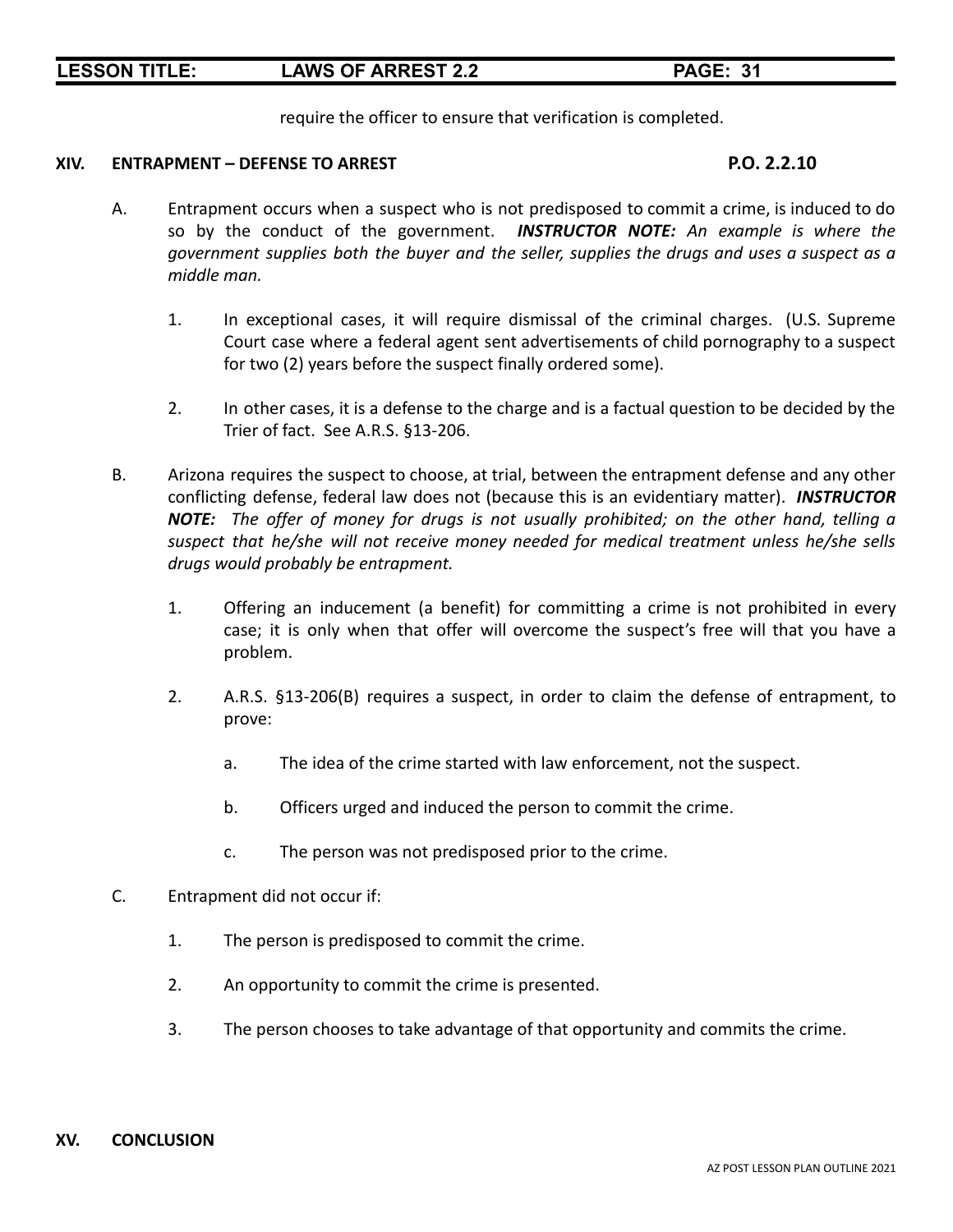require the officer to ensure that verification is completed.

## XIV. ENTRAPMENT – DEFENSE TO ARREST P.O. 2.2.10

A. Entrapment occurs when a suspect who is not predisposed to commit a crime, is induced to do so by the conduct of the government. ***INSTRUCTOR NOTE:*** *An example is where the government supplies both the buyer and the seller, supplies the drugs and uses a suspect as a middle man.*

1. In exceptional cases, it will require dismissal of the criminal charges. (U.S. Supreme Court case where a federal agent sent advertisements of child pornography to a suspect for two (2) years before the suspect finally ordered some).

2. In other cases, it is a defense to the charge and is a factual question to be decided by the Trier of fact. See A.R.S. §13-206.

B. Arizona requires the suspect to choose, at trial, between the entrapment defense and any other conflicting defense, federal law does not (because this is an evidentiary matter). ***INSTRUCTOR NOTE:*** *The offer of money for drugs is not usually prohibited; on the other hand, telling a suspect that he/she will not receive money needed for medical treatment unless he/she sells drugs would probably be entrapment.*

1. Offering an inducement (a benefit) for committing a crime is not prohibited in every case; it is only when that offer will overcome the suspect's free will that you have a problem.

2. A.R.S. §13-206(B) requires a suspect, in order to claim the defense of entrapment, to prove:

   a. The idea of the crime started with law enforcement, not the suspect.

   b. Officers urged and induced the person to commit the crime.

   c. The person was not predisposed prior to the crime.

C. Entrapment did not occur if:

1. The person is predisposed to commit the crime.

2. An opportunity to commit the crime is presented.

3. The person chooses to take advantage of that opportunity and commits the crime.

## XV. CONCLUSION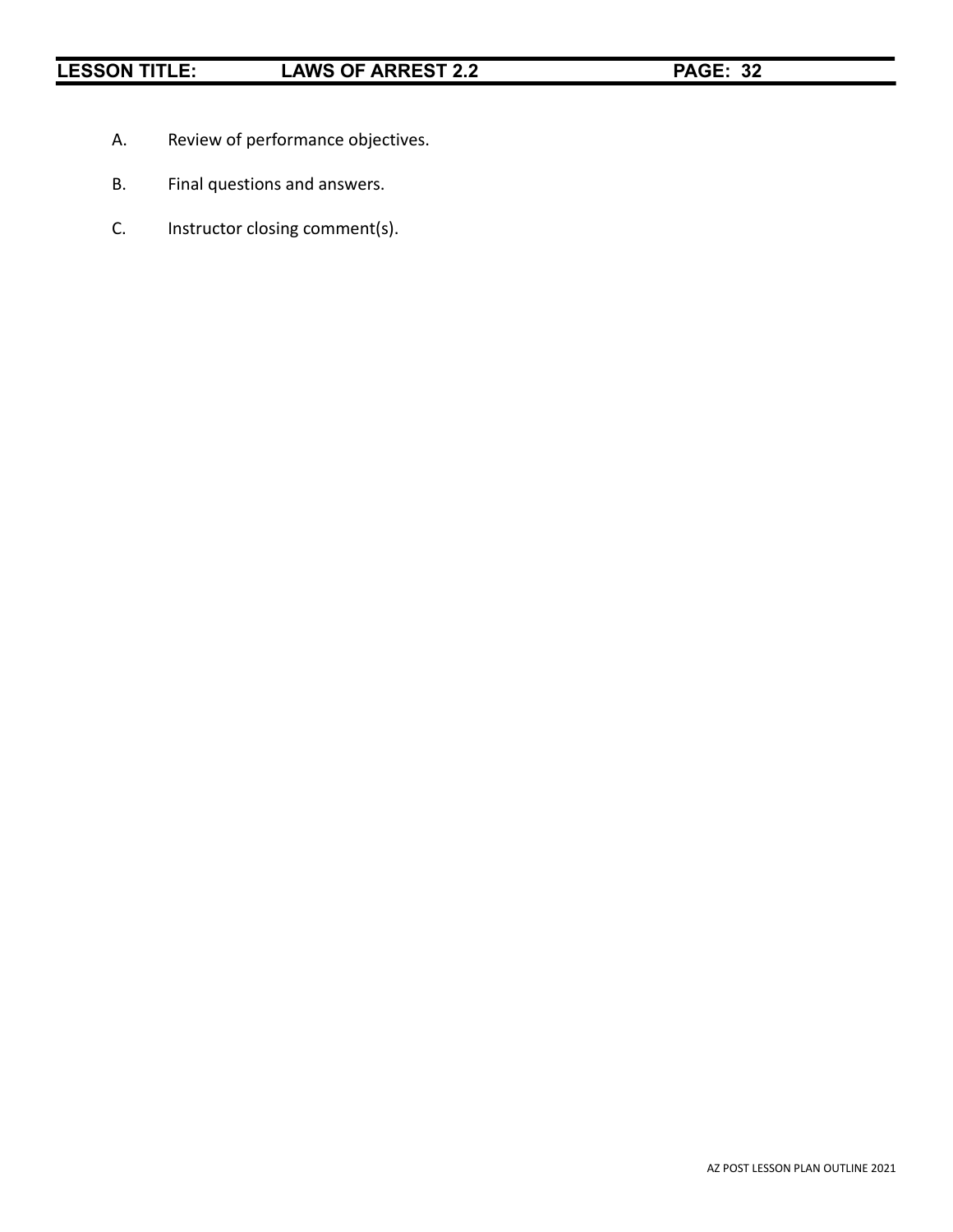A. Review of performance objectives.

B. Final questions and answers.

C. Instructor closing comment(s).